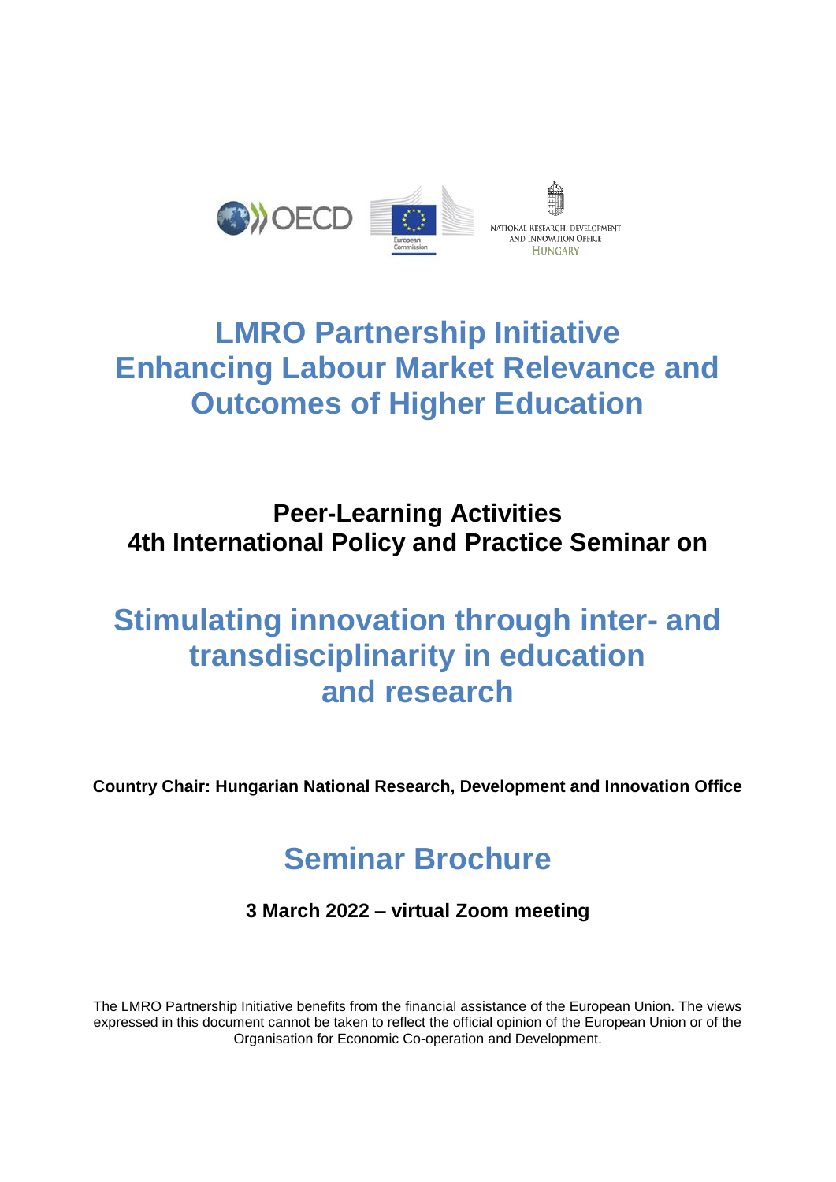# LMRO Partnership Initiative Enhancing Labour Market Relevance and Outcomes of Higher Education

**Peer-Learning Activities**
**4th International Policy and Practice Seminar on**

# Stimulating innovation through inter- and transdisciplinarity in education and research

**Country Chair: Hungarian National Research, Development and Innovation Office**

## Seminar Brochure

**3 March 2022 – virtual Zoom meeting**

The LMRO Partnership Initiative benefits from the financial assistance of the European Union. The views expressed in this document cannot be taken to reflect the official opinion of the European Union or of the Organisation for Economic Co-operation and Development.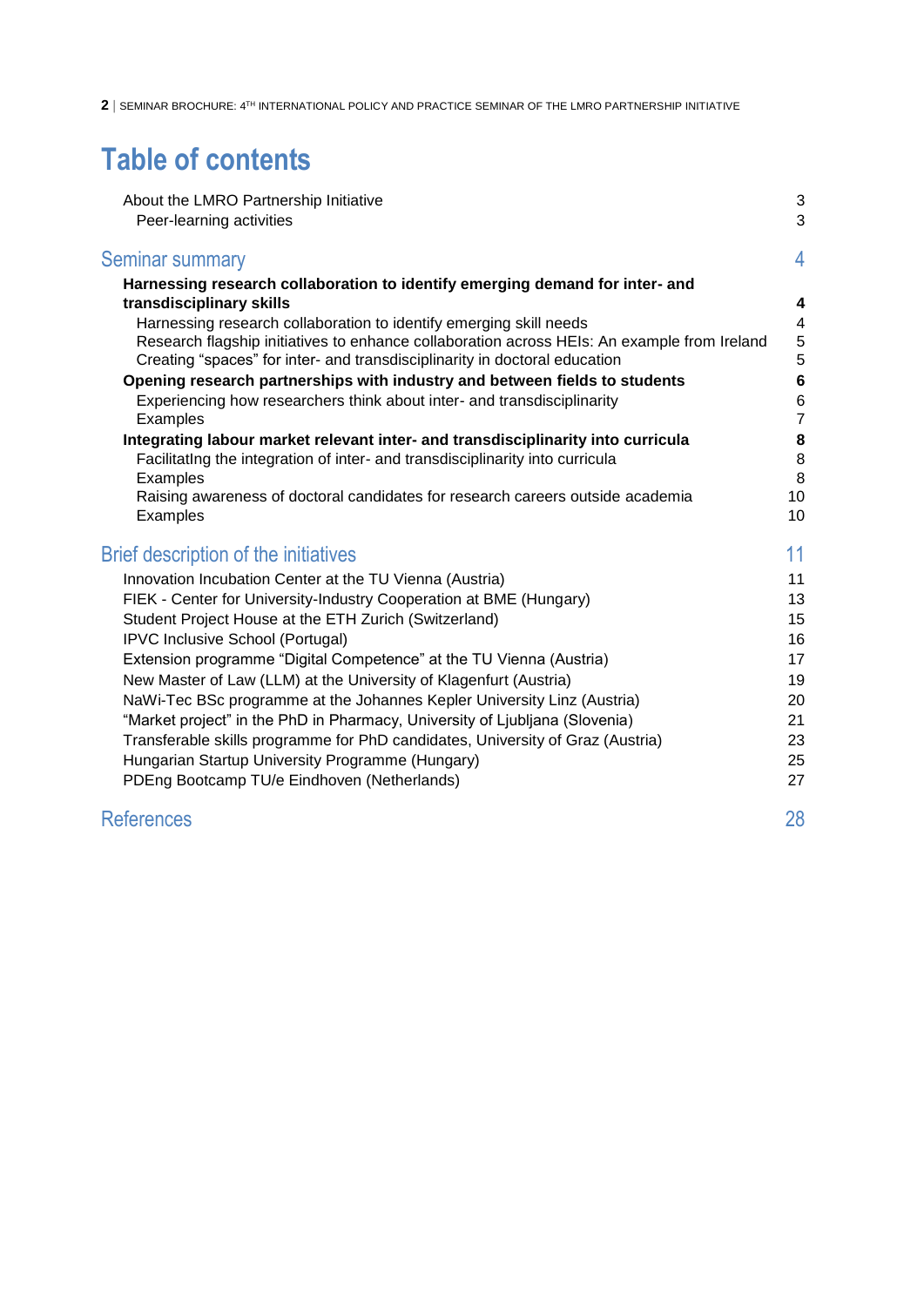# Table of contents

| | |
|---|---|
| About the LMRO Partnership Initiative | 3 |
| Peer-learning activities | 3 |
| **Seminar summary** | **4** |
| **Harnessing research collaboration to identify emerging demand for inter- and transdisciplinary skills** | **4** |
| Harnessing research collaboration to identify emerging skill needs | 4 |
| Research flagship initiatives to enhance collaboration across HEIs: An example from Ireland | 5 |
| Creating “spaces” for inter- and transdisciplinarity in doctoral education | 5 |
| **Opening research partnerships with industry and between fields to students** | **6** |
| Experiencing how researchers think about inter- and transdisciplinarity | 6 |
| Examples | 7 |
| **Integrating labour market relevant inter- and transdisciplinarity into curricula** | **8** |
| FacilitatIng the integration of inter- and transdisciplinarity into curricula | 8 |
| Examples | 8 |
| Raising awareness of doctoral candidates for research careers outside academia | 10 |
| Examples | 10 |
| **Brief description of the initiatives** | **11** |
| Innovation Incubation Center at the TU Vienna (Austria) | 11 |
| FIEK - Center for University-Industry Cooperation at BME (Hungary) | 13 |
| Student Project House at the ETH Zurich (Switzerland) | 15 |
| IPVC Inclusive School (Portugal) | 16 |
| Extension programme “Digital Competence” at the TU Vienna (Austria) | 17 |
| New Master of Law (LLM) at the University of Klagenfurt (Austria) | 19 |
| NaWi-Tec BSc programme at the Johannes Kepler University Linz (Austria) | 20 |
| “Market project” in the PhD in Pharmacy, University of Ljubljana (Slovenia) | 21 |
| Transferable skills programme for PhD candidates, University of Graz (Austria) | 23 |
| Hungarian Startup University Programme (Hungary) | 25 |
| PDEng Bootcamp TU/e Eindhoven (Netherlands) | 27 |
| **References** | **28** |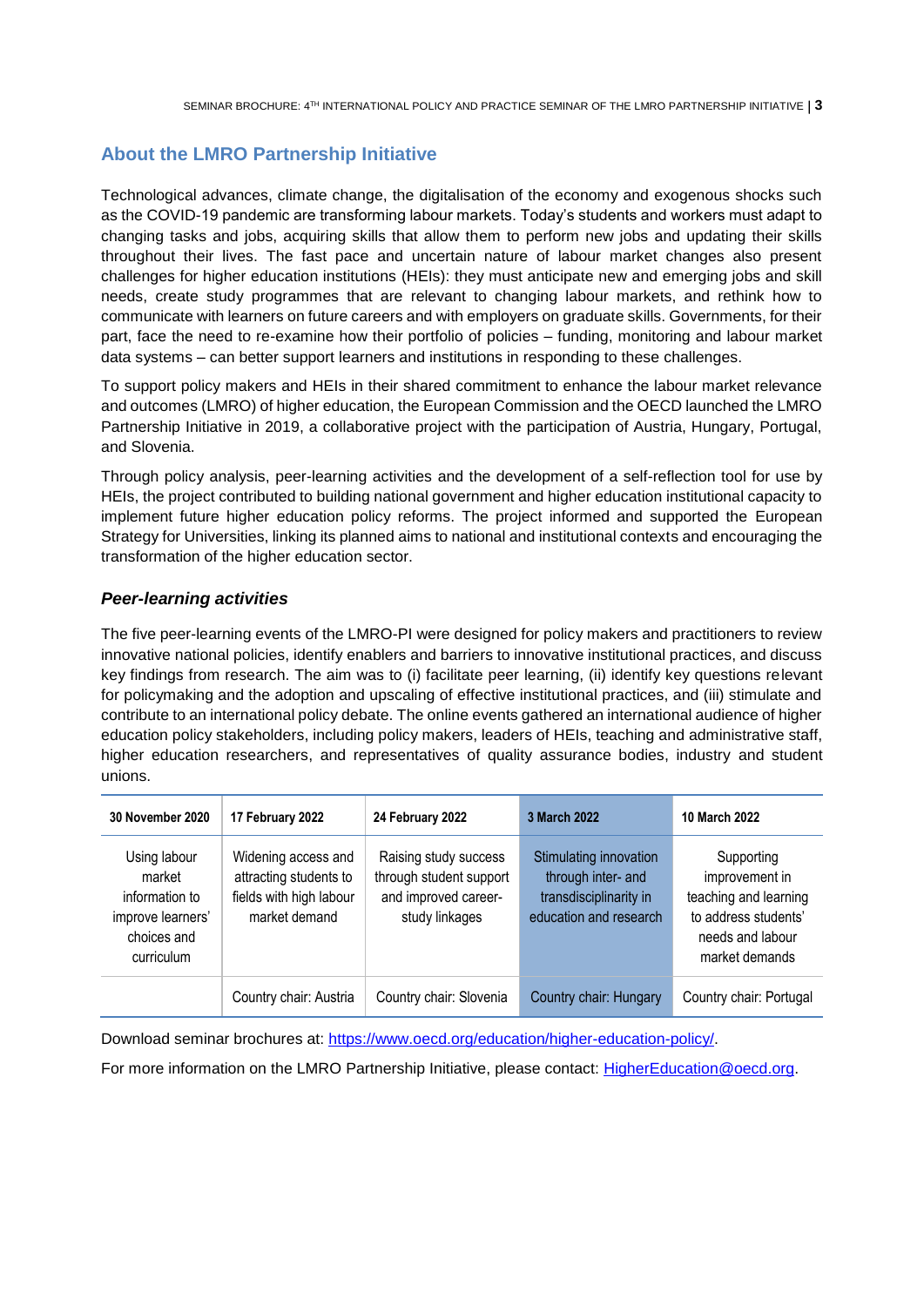## About the LMRO Partnership Initiative

Technological advances, climate change, the digitalisation of the economy and exogenous shocks such as the COVID-19 pandemic are transforming labour markets. Today's students and workers must adapt to changing tasks and jobs, acquiring skills that allow them to perform new jobs and updating their skills throughout their lives. The fast pace and uncertain nature of labour market changes also present challenges for higher education institutions (HEIs): they must anticipate new and emerging jobs and skill needs, create study programmes that are relevant to changing labour markets, and rethink how to communicate with learners on future careers and with employers on graduate skills. Governments, for their part, face the need to re-examine how their portfolio of policies – funding, monitoring and labour market data systems – can better support learners and institutions in responding to these challenges.

To support policy makers and HEIs in their shared commitment to enhance the labour market relevance and outcomes (LMRO) of higher education, the European Commission and the OECD launched the LMRO Partnership Initiative in 2019, a collaborative project with the participation of Austria, Hungary, Portugal, and Slovenia.

Through policy analysis, peer-learning activities and the development of a self-reflection tool for use by HEIs, the project contributed to building national government and higher education institutional capacity to implement future higher education policy reforms. The project informed and supported the European Strategy for Universities, linking its planned aims to national and institutional contexts and encouraging the transformation of the higher education sector.

### *Peer-learning activities*

The five peer-learning events of the LMRO-PI were designed for policy makers and practitioners to review innovative national policies, identify enablers and barriers to innovative institutional practices, and discuss key findings from research. The aim was to (i) facilitate peer learning, (ii) identify key questions relevant for policymaking and the adoption and upscaling of effective institutional practices, and (iii) stimulate and contribute to an international policy debate. The online events gathered an international audience of higher education policy stakeholders, including policy makers, leaders of HEIs, teaching and administrative staff, higher education researchers, and representatives of quality assurance bodies, industry and student unions.

| 30 November 2020 | 17 February 2022 | 24 February 2022 | 3 March 2022 | 10 March 2022 |
|---|---|---|---|---|
| Using labour market information to improve learners' choices and curriculum | Widening access and attracting students to fields with high labour market demand | Raising study success through student support and improved career-study linkages | Stimulating innovation through inter- and transdisciplinarity in education and research | Supporting improvement in teaching and learning to address students' needs and labour market demands |
| | Country chair: Austria | Country chair: Slovenia | Country chair: Hungary | Country chair: Portugal |

Download seminar brochures at: [https://www.oecd.org/education/higher-education-policy/](https://www.oecd.org/education/higher-education-policy/).

For more information on the LMRO Partnership Initiative, please contact: [HigherEducation@oecd.org](mailto:HigherEducation@oecd.org).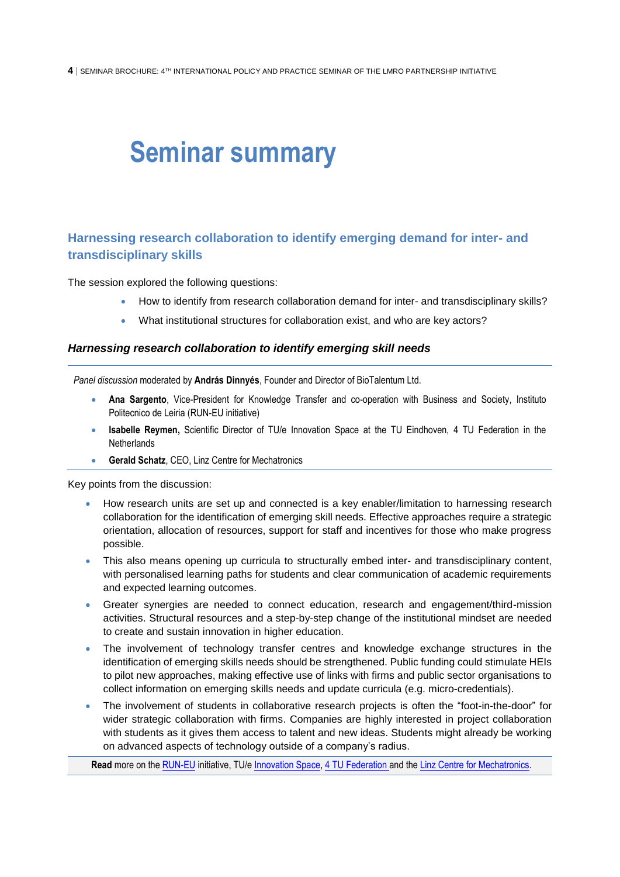# Seminar summary

## Harnessing research collaboration to identify emerging demand for inter- and transdisciplinary skills

The session explored the following questions:

- How to identify from research collaboration demand for inter- and transdisciplinary skills?
- What institutional structures for collaboration exist, and who are key actors?

### *Harnessing research collaboration to identify emerging skill needs*

*Panel discussion* moderated by **András Dinnyés**, Founder and Director of BioTalentum Ltd.

- **Ana Sargento**, Vice-President for Knowledge Transfer and co-operation with Business and Society, Instituto Politecnico de Leiria (RUN-EU initiative)
- **Isabelle Reymen,** Scientific Director of TU/e Innovation Space at the TU Eindhoven, 4 TU Federation in the Netherlands
- **Gerald Schatz**, CEO, Linz Centre for Mechatronics

Key points from the discussion:

- How research units are set up and connected is a key enabler/limitation to harnessing research collaboration for the identification of emerging skill needs. Effective approaches require a strategic orientation, allocation of resources, support for staff and incentives for those who make progress possible.
- This also means opening up curricula to structurally embed inter- and transdisciplinary content, with personalised learning paths for students and clear communication of academic requirements and expected learning outcomes.
- Greater synergies are needed to connect education, research and engagement/third-mission activities. Structural resources and a step-by-step change of the institutional mindset are needed to create and sustain innovation in higher education.
- The involvement of technology transfer centres and knowledge exchange structures in the identification of emerging skills needs should be strengthened. Public funding could stimulate HEIs to pilot new approaches, making effective use of links with firms and public sector organisations to collect information on emerging skills needs and update curricula (e.g. micro-credentials).
- The involvement of students in collaborative research projects is often the "foot-in-the-door" for wider strategic collaboration with firms. Companies are highly interested in project collaboration with students as it gives them access to talent and new ideas. Students might already be working on advanced aspects of technology outside of a company's radius.

**Read** more on the RUN-EU initiative, TU/e Innovation Space, 4 TU Federation and the Linz Centre for Mechatronics.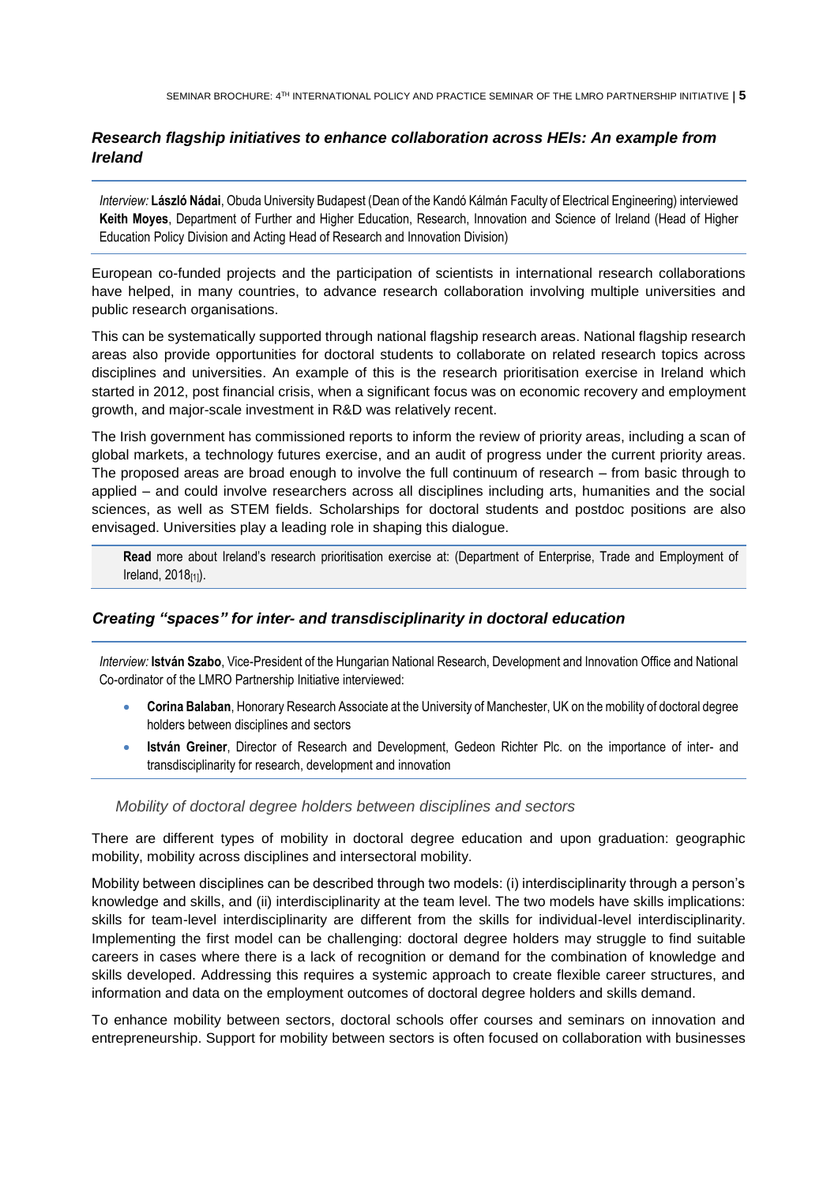## *Research flagship initiatives to enhance collaboration across HEIs: An example from Ireland*

*Interview:* **László Nádai**, Obuda University Budapest (Dean of the Kandó Kálmán Faculty of Electrical Engineering) interviewed **Keith Moyes**, Department of Further and Higher Education, Research, Innovation and Science of Ireland (Head of Higher Education Policy Division and Acting Head of Research and Innovation Division)

European co-funded projects and the participation of scientists in international research collaborations have helped, in many countries, to advance research collaboration involving multiple universities and public research organisations.

This can be systematically supported through national flagship research areas. National flagship research areas also provide opportunities for doctoral students to collaborate on related research topics across disciplines and universities. An example of this is the research prioritisation exercise in Ireland which started in 2012, post financial crisis, when a significant focus was on economic recovery and employment growth, and major-scale investment in R&D was relatively recent.

The Irish government has commissioned reports to inform the review of priority areas, including a scan of global markets, a technology futures exercise, and an audit of progress under the current priority areas. The proposed areas are broad enough to involve the full continuum of research – from basic through to applied – and could involve researchers across all disciplines including arts, humanities and the social sciences, as well as STEM fields. Scholarships for doctoral students and postdoc positions are also envisaged. Universities play a leading role in shaping this dialogue.

**Read** more about Ireland's research prioritisation exercise at: (Department of Enterprise, Trade and Employment of Ireland, 2018[11]).

## *Creating "spaces" for inter- and transdisciplinarity in doctoral education*

*Interview:* **István Szabo**, Vice-President of the Hungarian National Research, Development and Innovation Office and National Co-ordinator of the LMRO Partnership Initiative interviewed:

- **Corina Balaban**, Honorary Research Associate at the University of Manchester, UK on the mobility of doctoral degree holders between disciplines and sectors
- **István Greiner**, Director of Research and Development, Gedeon Richter Plc. on the importance of inter- and transdisciplinarity for research, development and innovation

### *Mobility of doctoral degree holders between disciplines and sectors*

There are different types of mobility in doctoral degree education and upon graduation: geographic mobility, mobility across disciplines and intersectoral mobility.

Mobility between disciplines can be described through two models: (i) interdisciplinarity through a person's knowledge and skills, and (ii) interdisciplinarity at the team level. The two models have skills implications: skills for team-level interdisciplinarity are different from the skills for individual-level interdisciplinarity. Implementing the first model can be challenging: doctoral degree holders may struggle to find suitable careers in cases where there is a lack of recognition or demand for the combination of knowledge and skills developed. Addressing this requires a systemic approach to create flexible career structures, and information and data on the employment outcomes of doctoral degree holders and skills demand.

To enhance mobility between sectors, doctoral schools offer courses and seminars on innovation and entrepreneurship. Support for mobility between sectors is often focused on collaboration with businesses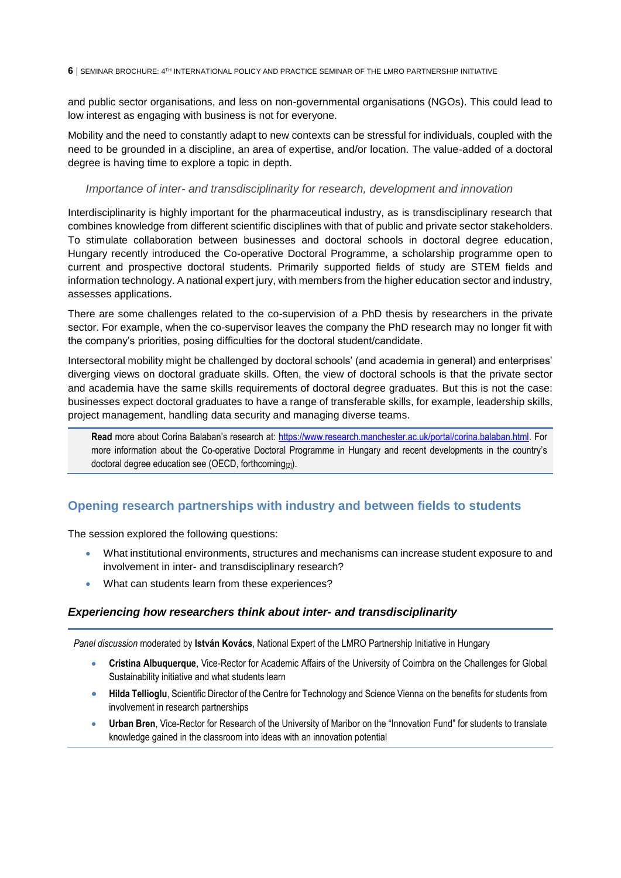and public sector organisations, and less on non-governmental organisations (NGOs). This could lead to low interest as engaging with business is not for everyone.

Mobility and the need to constantly adapt to new contexts can be stressful for individuals, coupled with the need to be grounded in a discipline, an area of expertise, and/or location. The value-added of a doctoral degree is having time to explore a topic in depth.

*Importance of inter- and transdisciplinarity for research, development and innovation*

Interdisciplinarity is highly important for the pharmaceutical industry, as is transdisciplinary research that combines knowledge from different scientific disciplines with that of public and private sector stakeholders. To stimulate collaboration between businesses and doctoral schools in doctoral degree education, Hungary recently introduced the Co-operative Doctoral Programme, a scholarship programme open to current and prospective doctoral students. Primarily supported fields of study are STEM fields and information technology. A national expert jury, with members from the higher education sector and industry, assesses applications.

There are some challenges related to the co-supervision of a PhD thesis by researchers in the private sector. For example, when the co-supervisor leaves the company the PhD research may no longer fit with the company's priorities, posing difficulties for the doctoral student/candidate.

Intersectoral mobility might be challenged by doctoral schools' (and academia in general) and enterprises' diverging views on doctoral graduate skills. Often, the view of doctoral schools is that the private sector and academia have the same skills requirements of doctoral degree graduates. But this is not the case: businesses expect doctoral graduates to have a range of transferable skills, for example, leadership skills, project management, handling data security and managing diverse teams.

> **Read** more about Corina Balaban's research at: https://www.research.manchester.ac.uk/portal/corina.balaban.html. For more information about the Co-operative Doctoral Programme in Hungary and recent developments in the country's doctoral degree education see (OECD, forthcoming[2]).

## Opening research partnerships with industry and between fields to students

The session explored the following questions:

- What institutional environments, structures and mechanisms can increase student exposure to and involvement in inter- and transdisciplinary research?
- What can students learn from these experiences?

### *Experiencing how researchers think about inter- and transdisciplinarity*

*Panel discussion* moderated by **István Kovács**, National Expert of the LMRO Partnership Initiative in Hungary

- **Cristina Albuquerque**, Vice-Rector for Academic Affairs of the University of Coimbra on the Challenges for Global Sustainability initiative and what students learn
- **Hilda Tellioglu**, Scientific Director of the Centre for Technology and Science Vienna on the benefits for students from involvement in research partnerships
- **Urban Bren**, Vice-Rector for Research of the University of Maribor on the "Innovation Fund" for students to translate knowledge gained in the classroom into ideas with an innovation potential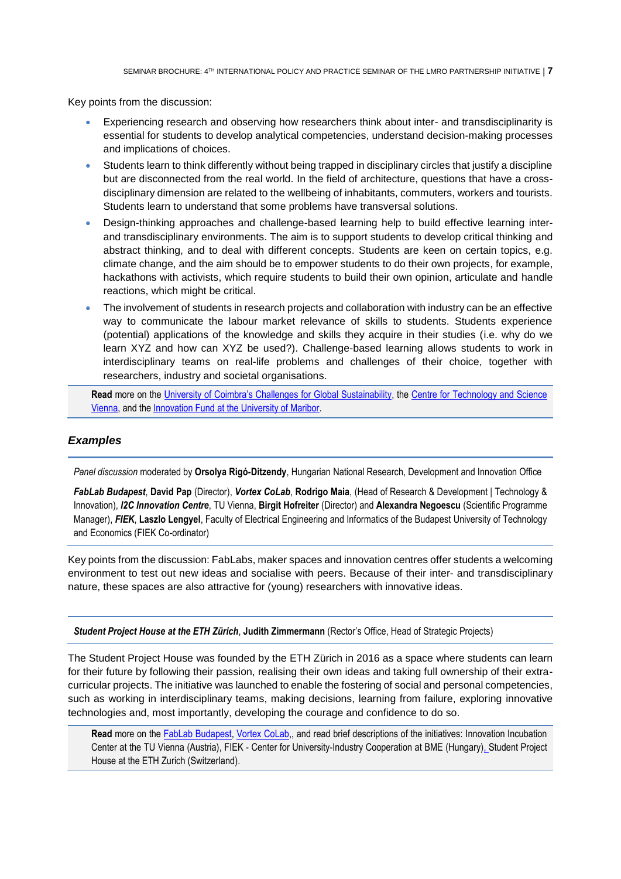Key points from the discussion:

- Experiencing research and observing how researchers think about inter- and transdisciplinarity is essential for students to develop analytical competencies, understand decision-making processes and implications of choices.
- Students learn to think differently without being trapped in disciplinary circles that justify a discipline but are disconnected from the real world. In the field of architecture, questions that have a cross-disciplinary dimension are related to the wellbeing of inhabitants, commuters, workers and tourists. Students learn to understand that some problems have transversal solutions.
- Design-thinking approaches and challenge-based learning help to build effective learning inter- and transdisciplinary environments. The aim is to support students to develop critical thinking and abstract thinking, and to deal with different concepts. Students are keen on certain topics, e.g. climate change, and the aim should be to empower students to do their own projects, for example, hackathons with activists, which require students to build their own opinion, articulate and handle reactions, which might be critical.
- The involvement of students in research projects and collaboration with industry can be an effective way to communicate the labour market relevance of skills to students. Students experience (potential) applications of the knowledge and skills they acquire in their studies (i.e. why do we learn XYZ and how can XYZ be used?). Challenge-based learning allows students to work in interdisciplinary teams on real-life problems and challenges of their choice, together with researchers, industry and societal organisations.

**Read** more on the University of Coimbra's Challenges for Global Sustainability, the Centre for Technology and Science Vienna, and the Innovation Fund at the University of Maribor.

## *Examples*

*Panel discussion* moderated by **Orsolya Rigó-Ditzendy**, Hungarian National Research, Development and Innovation Office

***FabLab Budapest***, **David Pap** (Director), ***Vortex CoLab***, **Rodrigo Maia**, (Head of Research & Development | Technology & Innovation), ***I2C Innovation Centre***, TU Vienna, **Birgit Hofreiter** (Director) and **Alexandra Negoescu** (Scientific Programme Manager), ***FIEK***, **Laszlo Lengyel**, Faculty of Electrical Engineering and Informatics of the Budapest University of Technology and Economics (FIEK Co-ordinator)

Key points from the discussion: FabLabs, maker spaces and innovation centres offer students a welcoming environment to test out new ideas and socialise with peers. Because of their inter- and transdisciplinary nature, these spaces are also attractive for (young) researchers with innovative ideas.

***Student Project House at the ETH Zürich***, **Judith Zimmermann** (Rector's Office, Head of Strategic Projects)

The Student Project House was founded by the ETH Zürich in 2016 as a space where students can learn for their future by following their passion, realising their own ideas and taking full ownership of their extra-curricular projects. The initiative was launched to enable the fostering of social and personal competencies, such as working in interdisciplinary teams, making decisions, learning from failure, exploring innovative technologies and, most importantly, developing the courage and confidence to do so.

**Read** more on the FabLab Budapest, Vortex CoLab,, and read brief descriptions of the initiatives: Innovation Incubation Center at the TU Vienna (Austria), FIEK - Center for University-Industry Cooperation at BME (Hungary), Student Project House at the ETH Zurich (Switzerland).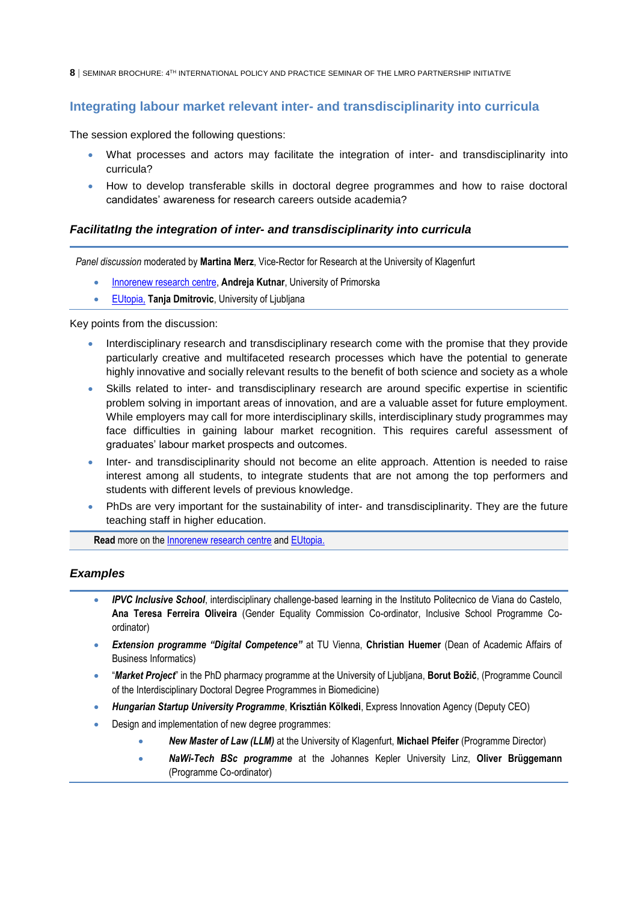## Integrating labour market relevant inter- and transdisciplinarity into curricula

The session explored the following questions:

- What processes and actors may facilitate the integration of inter- and transdisciplinarity into curricula?
- How to develop transferable skills in doctoral degree programmes and how to raise doctoral candidates' awareness for research careers outside academia?

### *FacilitatIng the integration of inter- and transdisciplinarity into curricula*

*Panel discussion* moderated by **Martina Merz**, Vice-Rector for Research at the University of Klagenfurt

- Innorenew research centre, **Andreja Kutnar**, University of Primorska
- EUtopia, **Tanja Dmitrovic**, University of Ljubljana

Key points from the discussion:

- Interdisciplinary research and transdisciplinary research come with the promise that they provide particularly creative and multifaceted research processes which have the potential to generate highly innovative and socially relevant results to the benefit of both science and society as a whole
- Skills related to inter- and transdisciplinary research are around specific expertise in scientific problem solving in important areas of innovation, and are a valuable asset for future employment. While employers may call for more interdisciplinary skills, interdisciplinary study programmes may face difficulties in gaining labour market recognition. This requires careful assessment of graduates' labour market prospects and outcomes.
- Inter- and transdisciplinarity should not become an elite approach. Attention is needed to raise interest among all students, to integrate students that are not among the top performers and students with different levels of previous knowledge.
- PhDs are very important for the sustainability of inter- and transdisciplinarity. They are the future teaching staff in higher education.

**Read** more on the Innorenew research centre and EUtopia.

### *Examples*

- ***IPVC Inclusive School***, interdisciplinary challenge-based learning in the Instituto Politecnico de Viana do Castelo, **Ana Teresa Ferreira Oliveira** (Gender Equality Commission Co-ordinator, Inclusive School Programme Co-ordinator)
- ***Extension programme "Digital Competence"*** at TU Vienna, **Christian Huemer** (Dean of Academic Affairs of Business Informatics)
- "***Market Project***" in the PhD pharmacy programme at the University of Ljubljana, **Borut Božič**, (Programme Council of the Interdisciplinary Doctoral Degree Programmes in Biomedicine)
- ***Hungarian Startup University Programme***, **Krisztián Kölkedi**, Express Innovation Agency (Deputy CEO)
- Design and implementation of new degree programmes:
  - ***New Master of Law (LLM)*** at the University of Klagenfurt, **Michael Pfeifer** (Programme Director)
  - ***NaWi-Tech BSc programme*** at the Johannes Kepler University Linz, **Oliver Brüggemann** (Programme Co-ordinator)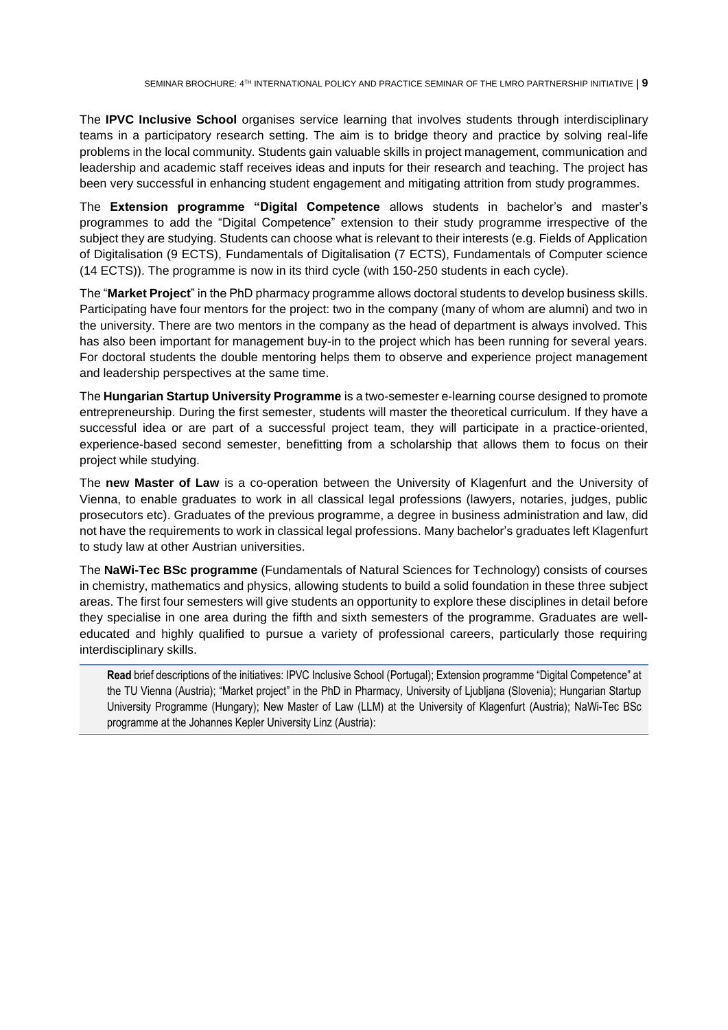The **IPVC Inclusive School** organises service learning that involves students through interdisciplinary teams in a participatory research setting. The aim is to bridge theory and practice by solving real-life problems in the local community. Students gain valuable skills in project management, communication and leadership and academic staff receives ideas and inputs for their research and teaching. The project has been very successful in enhancing student engagement and mitigating attrition from study programmes.

The **Extension programme "Digital Competence** allows students in bachelor's and master's programmes to add the "Digital Competence" extension to their study programme irrespective of the subject they are studying. Students can choose what is relevant to their interests (e.g. Fields of Application of Digitalisation (9 ECTS), Fundamentals of Digitalisation (7 ECTS), Fundamentals of Computer science (14 ECTS)). The programme is now in its third cycle (with 150-250 students in each cycle).

The "**Market Project**" in the PhD pharmacy programme allows doctoral students to develop business skills. Participating have four mentors for the project: two in the company (many of whom are alumni) and two in the university. There are two mentors in the company as the head of department is always involved. This has also been important for management buy-in to the project which has been running for several years. For doctoral students the double mentoring helps them to observe and experience project management and leadership perspectives at the same time.

The **Hungarian Startup University Programme** is a two-semester e-learning course designed to promote entrepreneurship. During the first semester, students will master the theoretical curriculum. If they have a successful idea or are part of a successful project team, they will participate in a practice-oriented, experience-based second semester, benefitting from a scholarship that allows them to focus on their project while studying.

The **new Master of Law** is a co-operation between the University of Klagenfurt and the University of Vienna, to enable graduates to work in all classical legal professions (lawyers, notaries, judges, public prosecutors etc). Graduates of the previous programme, a degree in business administration and law, did not have the requirements to work in classical legal professions. Many bachelor's graduates left Klagenfurt to study law at other Austrian universities.

The **NaWi-Tec BSc programme** (Fundamentals of Natural Sciences for Technology) consists of courses in chemistry, mathematics and physics, allowing students to build a solid foundation in these three subject areas. The first four semesters will give students an opportunity to explore these disciplines in detail before they specialise in one area during the fifth and sixth semesters of the programme. Graduates are well-educated and highly qualified to pursue a variety of professional careers, particularly those requiring interdisciplinary skills.

**Read** brief descriptions of the initiatives: IPVC Inclusive School (Portugal); Extension programme "Digital Competence" at the TU Vienna (Austria); "Market project" in the PhD in Pharmacy, University of Ljubljana (Slovenia); Hungarian Startup University Programme (Hungary); New Master of Law (LLM) at the University of Klagenfurt (Austria); NaWi-Tec BSc programme at the Johannes Kepler University Linz (Austria):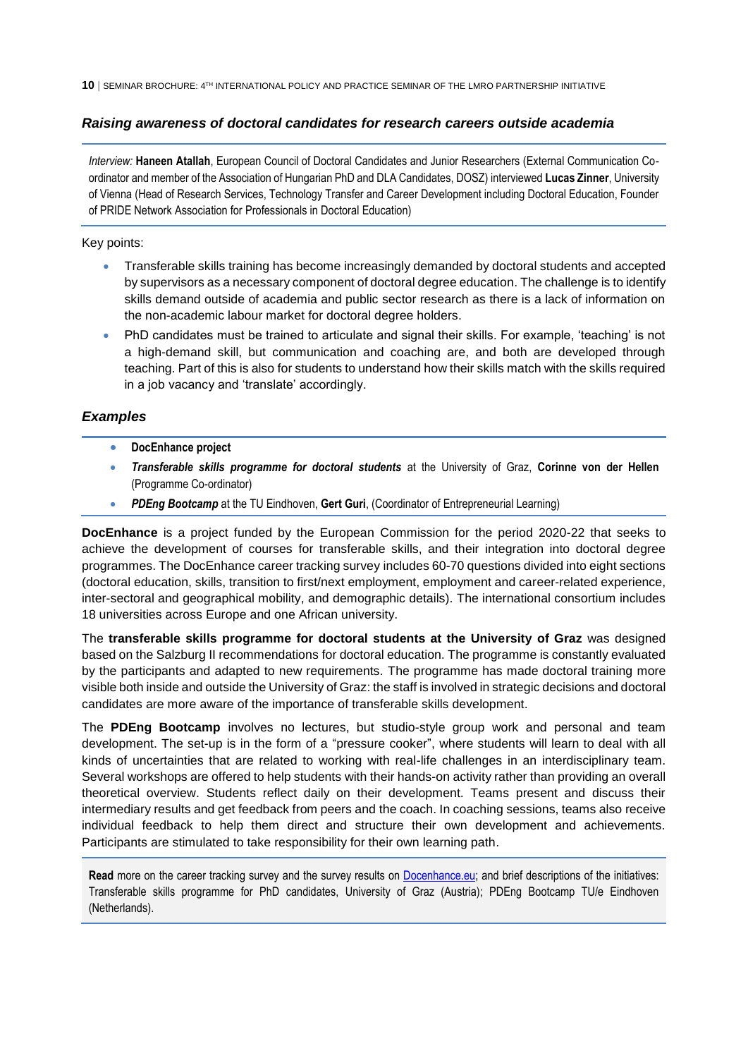### *Raising awareness of doctoral candidates for research careers outside academia*

*Interview:* **Haneen Atallah**, European Council of Doctoral Candidates and Junior Researchers (External Communication Co-ordinator and member of the Association of Hungarian PhD and DLA Candidates, DOSZ) interviewed **Lucas Zinner**, University of Vienna (Head of Research Services, Technology Transfer and Career Development including Doctoral Education, Founder of PRIDE Network Association for Professionals in Doctoral Education)

Key points:

- Transferable skills training has become increasingly demanded by doctoral students and accepted by supervisors as a necessary component of doctoral degree education. The challenge is to identify skills demand outside of academia and public sector research as there is a lack of information on the non-academic labour market for doctoral degree holders.
- PhD candidates must be trained to articulate and signal their skills. For example, 'teaching' is not a high-demand skill, but communication and coaching are, and both are developed through teaching. Part of this is also for students to understand how their skills match with the skills required in a job vacancy and 'translate' accordingly.

### *Examples*

- **DocEnhance project**
- ***Transferable skills programme for doctoral students*** at the University of Graz, **Corinne von der Hellen** (Programme Co-ordinator)
- ***PDEng Bootcamp*** at the TU Eindhoven, **Gert Guri**, (Coordinator of Entrepreneurial Learning)

**DocEnhance** is a project funded by the European Commission for the period 2020-22 that seeks to achieve the development of courses for transferable skills, and their integration into doctoral degree programmes. The DocEnhance career tracking survey includes 60-70 questions divided into eight sections (doctoral education, skills, transition to first/next employment, employment and career-related experience, inter-sectoral and geographical mobility, and demographic details). The international consortium includes 18 universities across Europe and one African university.

The **transferable skills programme for doctoral students at the University of Graz** was designed based on the Salzburg II recommendations for doctoral education. The programme is constantly evaluated by the participants and adapted to new requirements. The programme has made doctoral training more visible both inside and outside the University of Graz: the staff is involved in strategic decisions and doctoral candidates are more aware of the importance of transferable skills development.

The **PDEng Bootcamp** involves no lectures, but studio-style group work and personal and team development. The set-up is in the form of a "pressure cooker", where students will learn to deal with all kinds of uncertainties that are related to working with real-life challenges in an interdisciplinary team. Several workshops are offered to help students with their hands-on activity rather than providing an overall theoretical overview. Students reflect daily on their development. Teams present and discuss their intermediary results and get feedback from peers and the coach. In coaching sessions, teams also receive individual feedback to help them direct and structure their own development and achievements. Participants are stimulated to take responsibility for their own learning path.

**Read** more on the career tracking survey and the survey results on Docenhance.eu; and brief descriptions of the initiatives: Transferable skills programme for PhD candidates, University of Graz (Austria); PDEng Bootcamp TU/e Eindhoven (Netherlands).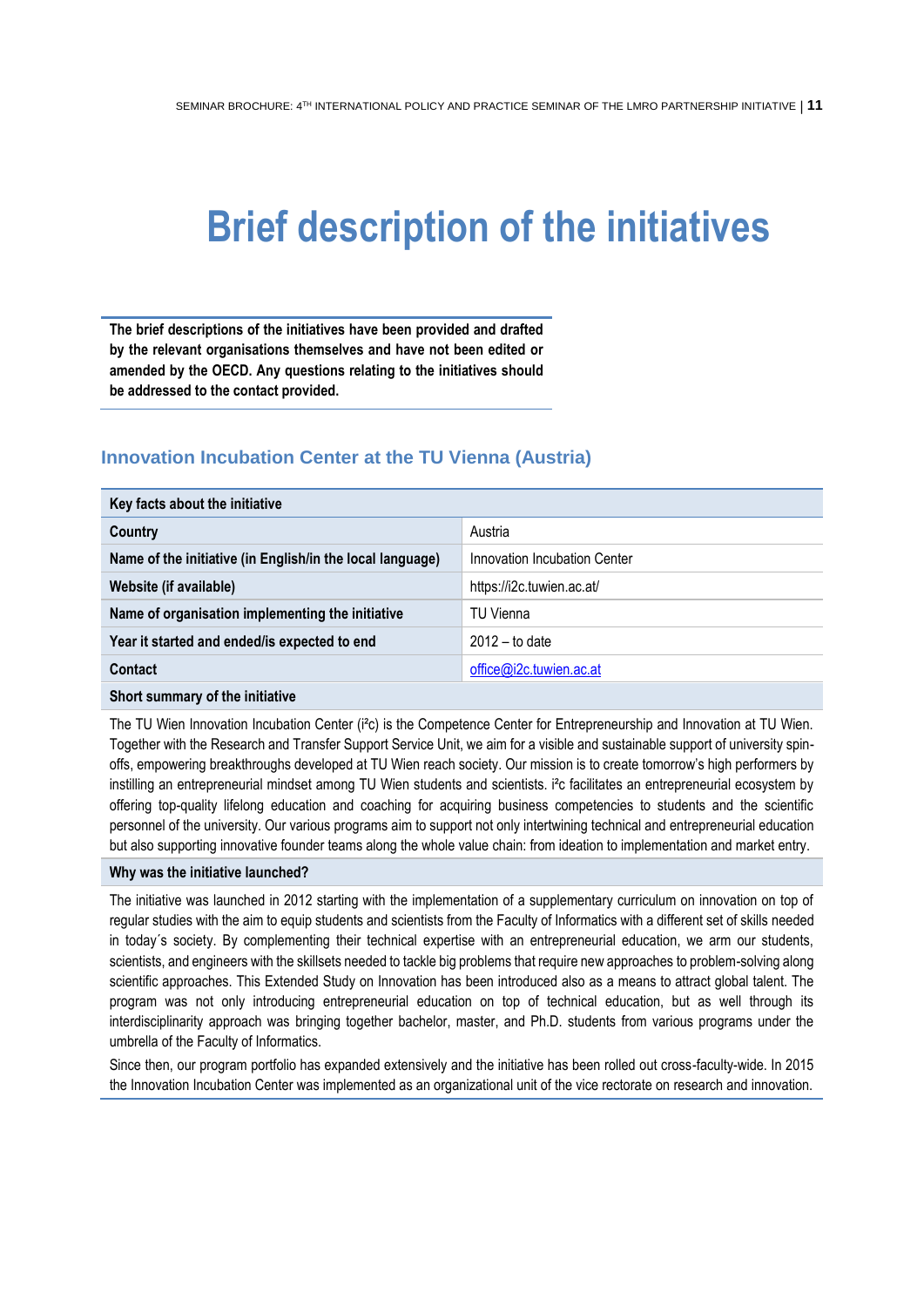# Brief description of the initiatives

**The brief descriptions of the initiatives have been provided and drafted by the relevant organisations themselves and have not been edited or amended by the OECD. Any questions relating to the initiatives should be addressed to the contact provided.**

## Innovation Incubation Center at the TU Vienna (Austria)

| Key facts about the initiative | |
|---|---|
| **Country** | Austria |
| **Name of the initiative (in English/in the local language)** | Innovation Incubation Center |
| **Website (if available)** | https://i2c.tuwien.ac.at/ |
| **Name of organisation implementing the initiative** | TU Vienna |
| **Year it started and ended/is expected to end** | 2012 – to date |
| **Contact** | office@i2c.tuwien.ac.at |

**Short summary of the initiative**

The TU Wien Innovation Incubation Center (i²c) is the Competence Center for Entrepreneurship and Innovation at TU Wien. Together with the Research and Transfer Support Service Unit, we aim for a visible and sustainable support of university spin-offs, empowering breakthroughs developed at TU Wien reach society. Our mission is to create tomorrow's high performers by instilling an entrepreneurial mindset among TU Wien students and scientists. i²c facilitates an entrepreneurial ecosystem by offering top-quality lifelong education and coaching for acquiring business competencies to students and the scientific personnel of the university. Our various programs aim to support not only intertwining technical and entrepreneurial education but also supporting innovative founder teams along the whole value chain: from ideation to implementation and market entry.

**Why was the initiative launched?**

The initiative was launched in 2012 starting with the implementation of a supplementary curriculum on innovation on top of regular studies with the aim to equip students and scientists from the Faculty of Informatics with a different set of skills needed in today´s society. By complementing their technical expertise with an entrepreneurial education, we arm our students, scientists, and engineers with the skillsets needed to tackle big problems that require new approaches to problem-solving along scientific approaches. This Extended Study on Innovation has been introduced also as a means to attract global talent. The program was not only introducing entrepreneurial education on top of technical education, but as well through its interdisciplinarity approach was bringing together bachelor, master, and Ph.D. students from various programs under the umbrella of the Faculty of Informatics.

Since then, our program portfolio has expanded extensively and the initiative has been rolled out cross-faculty-wide. In 2015 the Innovation Incubation Center was implemented as an organizational unit of the vice rectorate on research and innovation.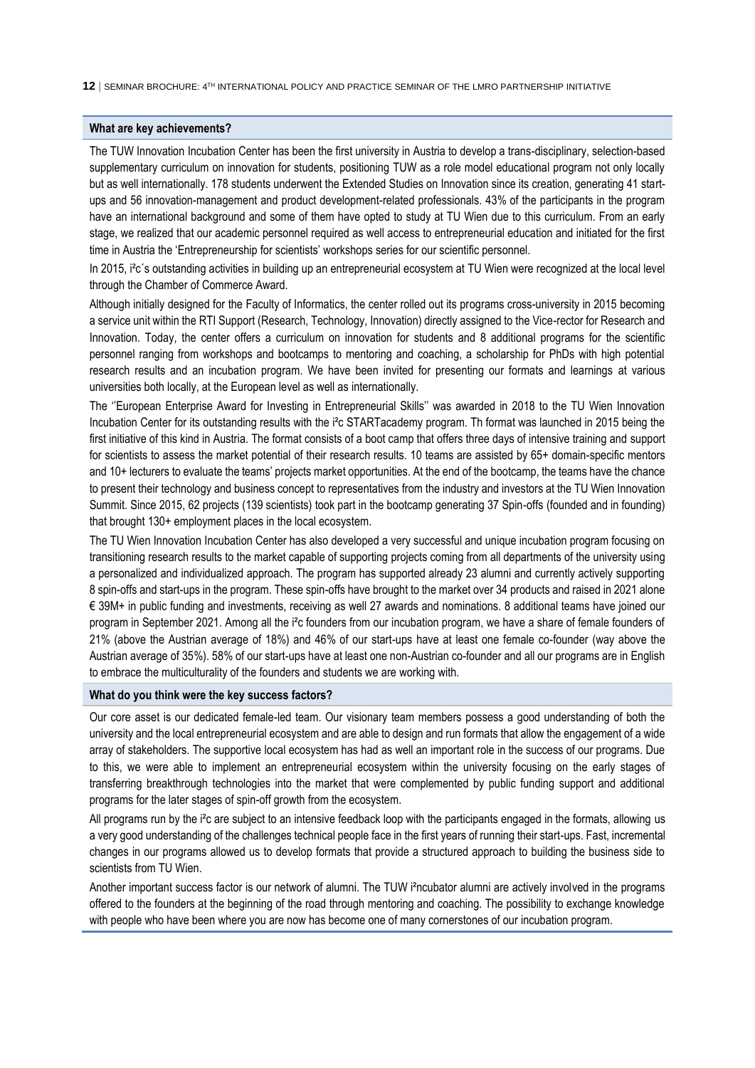### What are key achievements?

The TUW Innovation Incubation Center has been the first university in Austria to develop a trans-disciplinary, selection-based supplementary curriculum on innovation for students, positioning TUW as a role model educational program not only locally but as well internationally. 178 students underwent the Extended Studies on Innovation since its creation, generating 41 start-ups and 56 innovation-management and product development-related professionals. 43% of the participants in the program have an international background and some of them have opted to study at TU Wien due to this curriculum. From an early stage, we realized that our academic personnel required as well access to entrepreneurial education and initiated for the first time in Austria the 'Entrepreneurship for scientists' workshops series for our scientific personnel.

In 2015, i²c´s outstanding activities in building up an entrepreneurial ecosystem at TU Wien were recognized at the local level through the Chamber of Commerce Award.

Although initially designed for the Faculty of Informatics, the center rolled out its programs cross-university in 2015 becoming a service unit within the RTI Support (Research, Technology, Innovation) directly assigned to the Vice-rector for Research and Innovation. Today, the center offers a curriculum on innovation for students and 8 additional programs for the scientific personnel ranging from workshops and bootcamps to mentoring and coaching, a scholarship for PhDs with high potential research results and an incubation program. We have been invited for presenting our formats and learnings at various universities both locally, at the European level as well as internationally.

The ''European Enterprise Award for Investing in Entrepreneurial Skills'' was awarded in 2018 to the TU Wien Innovation Incubation Center for its outstanding results with the i²c STARTacademy program. Th format was launched in 2015 being the first initiative of this kind in Austria. The format consists of a boot camp that offers three days of intensive training and support for scientists to assess the market potential of their research results. 10 teams are assisted by 65+ domain-specific mentors and 10+ lecturers to evaluate the teams' projects market opportunities. At the end of the bootcamp, the teams have the chance to present their technology and business concept to representatives from the industry and investors at the TU Wien Innovation Summit. Since 2015, 62 projects (139 scientists) took part in the bootcamp generating 37 Spin-offs (founded and in founding) that brought 130+ employment places in the local ecosystem.

The TU Wien Innovation Incubation Center has also developed a very successful and unique incubation program focusing on transitioning research results to the market capable of supporting projects coming from all departments of the university using a personalized and individualized approach. The program has supported already 23 alumni and currently actively supporting 8 spin-offs and start-ups in the program. These spin-offs have brought to the market over 34 products and raised in 2021 alone € 39M+ in public funding and investments, receiving as well 27 awards and nominations. 8 additional teams have joined our program in September 2021. Among all the i²c founders from our incubation program, we have a share of female founders of 21% (above the Austrian average of 18%) and 46% of our start-ups have at least one female co-founder (way above the Austrian average of 35%). 58% of our start-ups have at least one non-Austrian co-founder and all our programs are in English to embrace the multiculturality of the founders and students we are working with.

### What do you think were the key success factors?

Our core asset is our dedicated female-led team. Our visionary team members possess a good understanding of both the university and the local entrepreneurial ecosystem and are able to design and run formats that allow the engagement of a wide array of stakeholders. The supportive local ecosystem has had as well an important role in the success of our programs. Due to this, we were able to implement an entrepreneurial ecosystem within the university focusing on the early stages of transferring breakthrough technologies into the market that were complemented by public funding support and additional programs for the later stages of spin-off growth from the ecosystem.

All programs run by the i²c are subject to an intensive feedback loop with the participants engaged in the formats, allowing us a very good understanding of the challenges technical people face in the first years of running their start-ups. Fast, incremental changes in our programs allowed us to develop formats that provide a structured approach to building the business side to scientists from TU Wien.

Another important success factor is our network of alumni. The TUW i²ncubator alumni are actively involved in the programs offered to the founders at the beginning of the road through mentoring and coaching. The possibility to exchange knowledge with people who have been where you are now has become one of many cornerstones of our incubation program.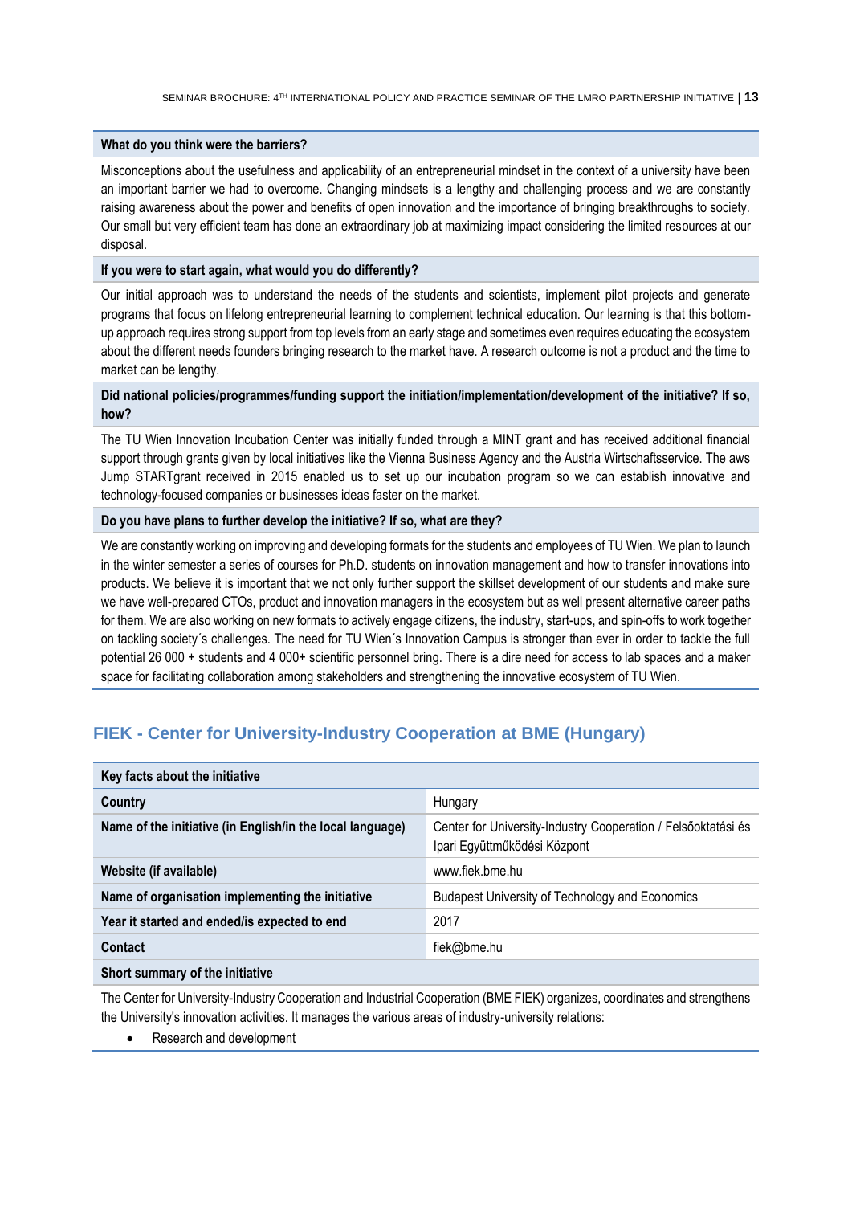**What do you think were the barriers?**

Misconceptions about the usefulness and applicability of an entrepreneurial mindset in the context of a university have been an important barrier we had to overcome. Changing mindsets is a lengthy and challenging process and we are constantly raising awareness about the power and benefits of open innovation and the importance of bringing breakthroughs to society. Our small but very efficient team has done an extraordinary job at maximizing impact considering the limited resources at our disposal.

**If you were to start again, what would you do differently?**

Our initial approach was to understand the needs of the students and scientists, implement pilot projects and generate programs that focus on lifelong entrepreneurial learning to complement technical education. Our learning is that this bottom-up approach requires strong support from top levels from an early stage and sometimes even requires educating the ecosystem about the different needs founders bringing research to the market have. A research outcome is not a product and the time to market can be lengthy.

**Did national policies/programmes/funding support the initiation/implementation/development of the initiative? If so, how?**

The TU Wien Innovation Incubation Center was initially funded through a MINT grant and has received additional financial support through grants given by local initiatives like the Vienna Business Agency and the Austria Wirtschaftsservice. The aws Jump STARTgrant received in 2015 enabled us to set up our incubation program so we can establish innovative and technology-focused companies or businesses ideas faster on the market.

**Do you have plans to further develop the initiative? If so, what are they?**

We are constantly working on improving and developing formats for the students and employees of TU Wien. We plan to launch in the winter semester a series of courses for Ph.D. students on innovation management and how to transfer innovations into products. We believe it is important that we not only further support the skillset development of our students and make sure we have well-prepared CTOs, product and innovation managers in the ecosystem but as well present alternative career paths for them. We are also working on new formats to actively engage citizens, the industry, start-ups, and spin-offs to work together on tackling society´s challenges. The need for TU Wien´s Innovation Campus is stronger than ever in order to tackle the full potential 26 000 + students and 4 000+ scientific personnel bring. There is a dire need for access to lab spaces and a maker space for facilitating collaboration among stakeholders and strengthening the innovative ecosystem of TU Wien.

## FIEK - Center for University-Industry Cooperation at BME (Hungary)

| Key facts about the initiative | |
|---|---|
| **Country** | Hungary |
| **Name of the initiative (in English/in the local language)** | Center for University-Industry Cooperation / Felsőoktatási és Ipari Együttműködési Központ |
| **Website (if available)** | www.fiek.bme.hu |
| **Name of organisation implementing the initiative** | Budapest University of Technology and Economics |
| **Year it started and ended/is expected to end** | 2017 |
| **Contact** | fiek@bme.hu |

**Short summary of the initiative**

The Center for University-Industry Cooperation and Industrial Cooperation (BME FIEK) organizes, coordinates and strengthens the University's innovation activities. It manages the various areas of industry-university relations:

- Research and development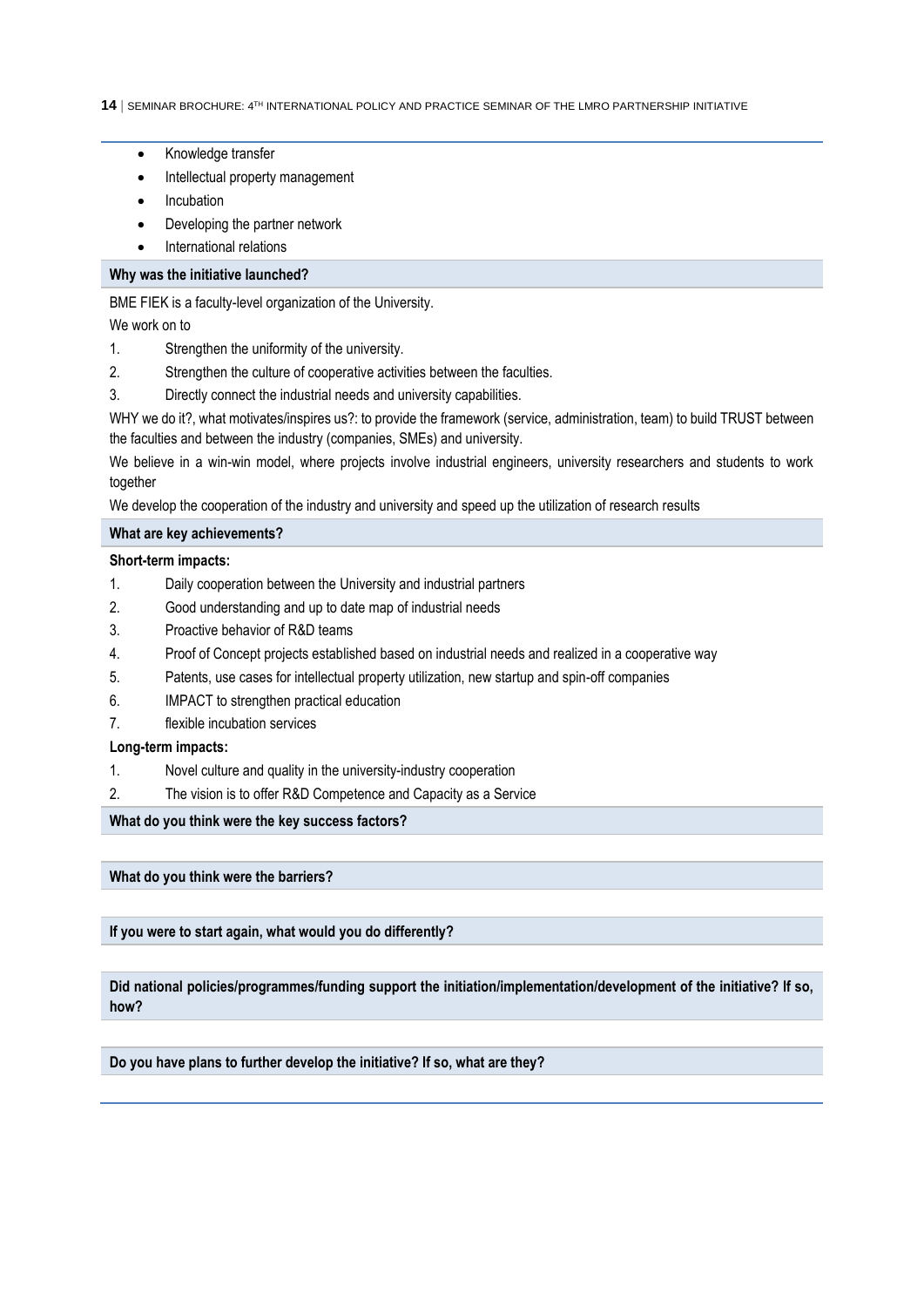- Knowledge transfer
- Intellectual property management
- Incubation
- Developing the partner network
- International relations

### Why was the initiative launched?

BME FIEK is a faculty-level organization of the University.

We work on to

1. Strengthen the uniformity of the university.
2. Strengthen the culture of cooperative activities between the faculties.
3. Directly connect the industrial needs and university capabilities.

WHY we do it?, what motivates/inspires us?: to provide the framework (service, administration, team) to build TRUST between the faculties and between the industry (companies, SMEs) and university.

We believe in a win-win model, where projects involve industrial engineers, university researchers and students to work together

We develop the cooperation of the industry and university and speed up the utilization of research results

### What are key achievements?

**Short-term impacts:**

1. Daily cooperation between the University and industrial partners
2. Good understanding and up to date map of industrial needs
3. Proactive behavior of R&D teams
4. Proof of Concept projects established based on industrial needs and realized in a cooperative way
5. Patents, use cases for intellectual property utilization, new startup and spin-off companies
6. IMPACT to strengthen practical education
7. flexible incubation services

**Long-term impacts:**

1. Novel culture and quality in the university-industry cooperation
2. The vision is to offer R&D Competence and Capacity as a Service

### What do you think were the key success factors?

### What do you think were the barriers?

### If you were to start again, what would you do differently?

### Did national policies/programmes/funding support the initiation/implementation/development of the initiative? If so, how?

### Do you have plans to further develop the initiative? If so, what are they?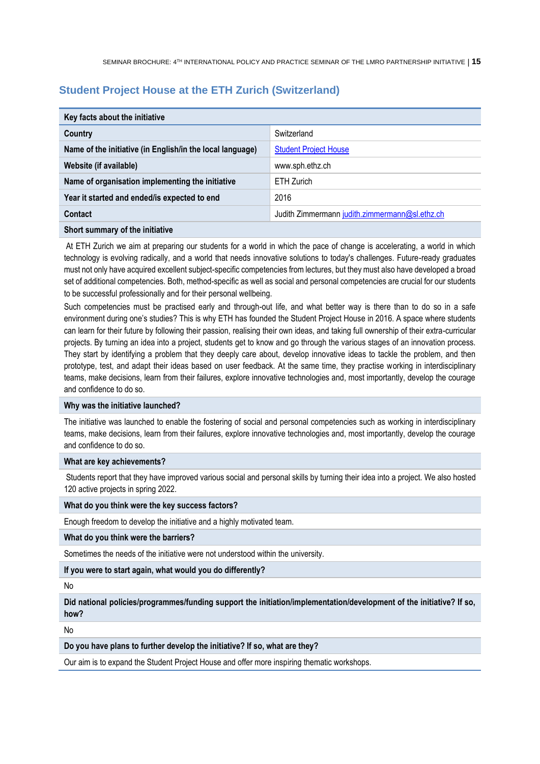## Student Project House at the ETH Zurich (Switzerland)

| Key facts about the initiative | |
|---|---|
| **Country** | Switzerland |
| **Name of the initiative (in English/in the local language)** | Student Project House |
| **Website (if available)** | www.sph.ethz.ch |
| **Name of organisation implementing the initiative** | ETH Zurich |
| **Year it started and ended/is expected to end** | 2016 |
| **Contact** | Judith Zimmermann judith.zimmermann@sl.ethz.ch |

**Short summary of the initiative**

At ETH Zurich we aim at preparing our students for a world in which the pace of change is accelerating, a world in which technology is evolving radically, and a world that needs innovative solutions to today's challenges. Future-ready graduates must not only have acquired excellent subject-specific competencies from lectures, but they must also have developed a broad set of additional competencies. Both, method-specific as well as social and personal competencies are crucial for our students to be successful professionally and for their personal wellbeing.

Such competencies must be practised early and through-out life, and what better way is there than to do so in a safe environment during one's studies? This is why ETH has founded the Student Project House in 2016. A space where students can learn for their future by following their passion, realising their own ideas, and taking full ownership of their extra-curricular projects. By turning an idea into a project, students get to know and go through the various stages of an innovation process. They start by identifying a problem that they deeply care about, develop innovative ideas to tackle the problem, and then prototype, test, and adapt their ideas based on user feedback. At the same time, they practise working in interdisciplinary teams, make decisions, learn from their failures, explore innovative technologies and, most importantly, develop the courage and confidence to do so.

**Why was the initiative launched?**

The initiative was launched to enable the fostering of social and personal competencies such as working in interdisciplinary teams, make decisions, learn from their failures, explore innovative technologies and, most importantly, develop the courage and confidence to do so.

**What are key achievements?**

Students report that they have improved various social and personal skills by turning their idea into a project. We also hosted 120 active projects in spring 2022.

**What do you think were the key success factors?**

Enough freedom to develop the initiative and a highly motivated team.

**What do you think were the barriers?**

Sometimes the needs of the initiative were not understood within the university.

**If you were to start again, what would you do differently?**

No

**Did national policies/programmes/funding support the initiation/implementation/development of the initiative? If so, how?**

No

**Do you have plans to further develop the initiative? If so, what are they?**

Our aim is to expand the Student Project House and offer more inspiring thematic workshops.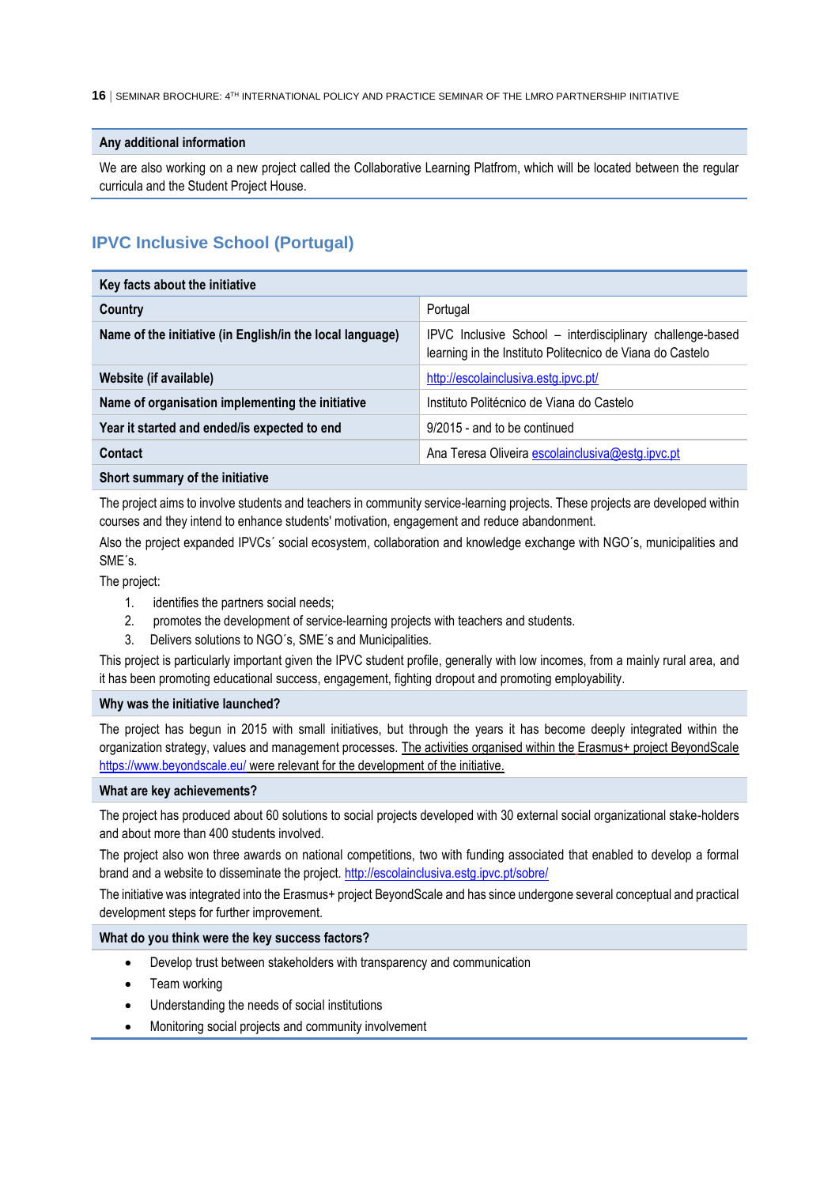| Any additional information |
|---|
| We are also working on a new project called the Collaborative Learning Platfrom, which will be located between the regular curricula and the Student Project House. |

## IPVC Inclusive School (Portugal)

| Key facts about the initiative | |
|---|---|
| **Country** | Portugal |
| **Name of the initiative (in English/in the local language)** | IPVC Inclusive School – interdisciplinary challenge-based learning in the Instituto Politecnico de Viana do Castelo |
| **Website (if available)** | http://escolainclusiva.estg.ipvc.pt/ |
| **Name of organisation implementing the initiative** | Instituto Politécnico de Viana do Castelo |
| **Year it started and ended/is expected to end** | 9/2015 - and to be continued |
| **Contact** | Ana Teresa Oliveira escolainclusiva@estg.ipvc.pt |

**Short summary of the initiative**

The project aims to involve students and teachers in community service-learning projects. These projects are developed within courses and they intend to enhance students' motivation, engagement and reduce abandonment.

Also the project expanded IPVCs´ social ecosystem, collaboration and knowledge exchange with NGO´s, municipalities and SME´s.

The project:

1. identifies the partners social needs;
2. promotes the development of service-learning projects with teachers and students.
3. Delivers solutions to NGO´s, SME´s and Municipalities.

This project is particularly important given the IPVC student profile, generally with low incomes, from a mainly rural area, and it has been promoting educational success, engagement, fighting dropout and promoting employability.

**Why was the initiative launched?**

The project has begun in 2015 with small initiatives, but through the years it has become deeply integrated within the organization strategy, values and management processes. The activities organised within the Erasmus+ project BeyondScale https://www.beyondscale.eu/ were relevant for the development of the initiative.

**What are key achievements?**

The project has produced about 60 solutions to social projects developed with 30 external social organizational stake-holders and about more than 400 students involved.

The project also won three awards on national competitions, two with funding associated that enabled to develop a formal brand and a website to disseminate the project. http://escolainclusiva.estg.ipvc.pt/sobre/

The initiative was integrated into the Erasmus+ project BeyondScale and has since undergone several conceptual and practical development steps for further improvement.

**What do you think were the key success factors?**

- Develop trust between stakeholders with transparency and communication
- Team working
- Understanding the needs of social institutions
- Monitoring social projects and community involvement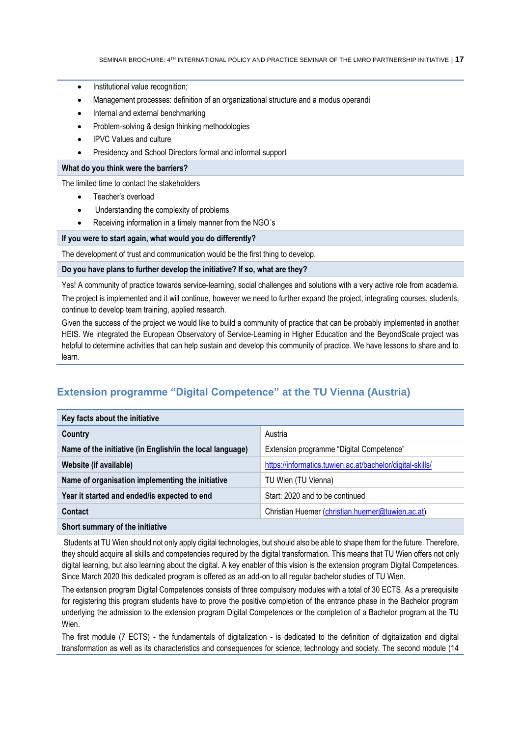- Institutional value recognition;
- Management processes: definition of an organizational structure and a modus operandi
- Internal and external benchmarking
- Problem-solving & design thinking methodologies
- IPVC Values and culture
- Presidency and School Directors formal and informal support

**What do you think were the barriers?**

The limited time to contact the stakeholders

- Teacher's overload
- Understanding the complexity of problems
- Receiving information in a timely manner from the NGO´s

**If you were to start again, what would you do differently?**

The development of trust and communication would be the first thing to develop.

**Do you have plans to further develop the initiative? If so, what are they?**

Yes! A community of practice towards service-learning, social challenges and solutions with a very active role from academia.

The project is implemented and it will continue, however we need to further expand the project, integrating courses, students, continue to develop team training, applied research.

Given the success of the project we would like to build a community of practice that can be probably implemented in another HEIS. We integrated the European Observatory of Service-Learning in Higher Education and the BeyondScale project was helpful to determine activities that can help sustain and develop this community of practice. We have lessons to share and to learn.

## Extension programme "Digital Competence" at the TU Vienna (Austria)

| Key facts about the initiative | |
|---|---|
| **Country** | Austria |
| **Name of the initiative (in English/in the local language)** | Extension programme "Digital Competence" |
| **Website (if available)** | https://informatics.tuwien.ac.at/bachelor/digital-skills/ |
| **Name of organisation implementing the initiative** | TU Wien (TU Vienna) |
| **Year it started and ended/is expected to end** | Start: 2020 and to be continued |
| **Contact** | Christian Huemer (christian.huemer@tuwien.ac.at) |

**Short summary of the initiative**

Students at TU Wien should not only apply digital technologies, but should also be able to shape them for the future. Therefore, they should acquire all skills and competencies required by the digital transformation. This means that TU Wien offers not only digital learning, but also learning about the digital. A key enabler of this vision is the extension program Digital Competences. Since March 2020 this dedicated program is offered as an add-on to all regular bachelor studies of TU Wien.

The extension program Digital Competences consists of three compulsory modules with a total of 30 ECTS. As a prerequisite for registering this program students have to prove the positive completion of the entrance phase in the Bachelor program underlying the admission to the extension program Digital Competences or the completion of a Bachelor program at the TU Wien.

The first module (7 ECTS) - the fundamentals of digitalization - is dedicated to the definition of digitalization and digital transformation as well as its characteristics and consequences for science, technology and society. The second module (14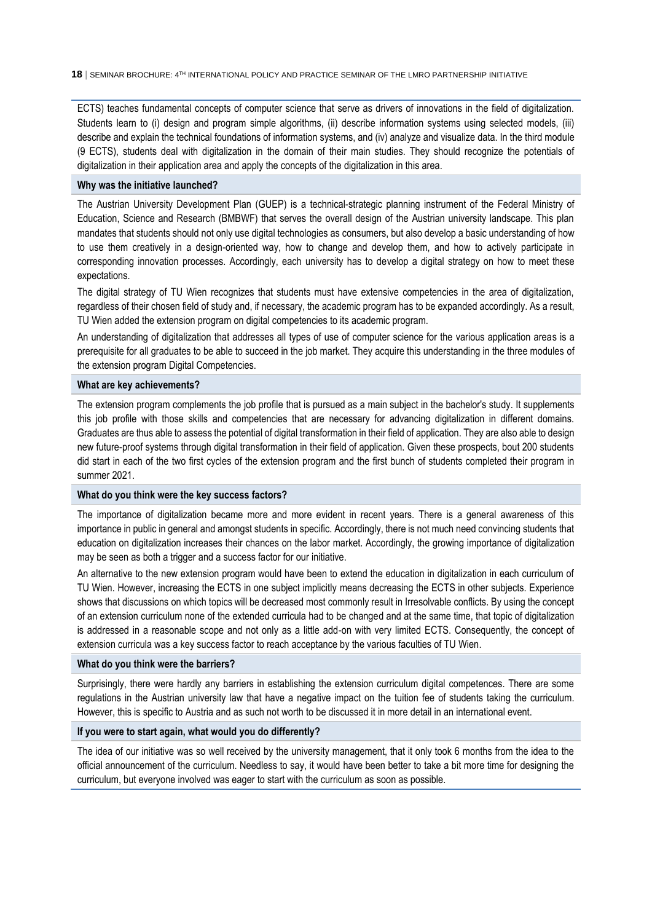ECTS) teaches fundamental concepts of computer science that serve as drivers of innovations in the field of digitalization. Students learn to (i) design and program simple algorithms, (ii) describe information systems using selected models, (iii) describe and explain the technical foundations of information systems, and (iv) analyze and visualize data. In the third module (9 ECTS), students deal with digitalization in the domain of their main studies. They should recognize the potentials of digitalization in their application area and apply the concepts of the digitalization in this area.

**Why was the initiative launched?**

The Austrian University Development Plan (GUEP) is a technical-strategic planning instrument of the Federal Ministry of Education, Science and Research (BMBWF) that serves the overall design of the Austrian university landscape. This plan mandates that students should not only use digital technologies as consumers, but also develop a basic understanding of how to use them creatively in a design-oriented way, how to change and develop them, and how to actively participate in corresponding innovation processes. Accordingly, each university has to develop a digital strategy on how to meet these expectations.

The digital strategy of TU Wien recognizes that students must have extensive competencies in the area of digitalization, regardless of their chosen field of study and, if necessary, the academic program has to be expanded accordingly. As a result, TU Wien added the extension program on digital competencies to its academic program.

An understanding of digitalization that addresses all types of use of computer science for the various application areas is a prerequisite for all graduates to be able to succeed in the job market. They acquire this understanding in the three modules of the extension program Digital Competencies.

**What are key achievements?**

The extension program complements the job profile that is pursued as a main subject in the bachelor's study. It supplements this job profile with those skills and competencies that are necessary for advancing digitalization in different domains. Graduates are thus able to assess the potential of digital transformation in their field of application. They are also able to design new future-proof systems through digital transformation in their field of application. Given these prospects, bout 200 students did start in each of the two first cycles of the extension program and the first bunch of students completed their program in summer 2021.

**What do you think were the key success factors?**

The importance of digitalization became more and more evident in recent years. There is a general awareness of this importance in public in general and amongst students in specific. Accordingly, there is not much need convincing students that education on digitalization increases their chances on the labor market. Accordingly, the growing importance of digitalization may be seen as both a trigger and a success factor for our initiative.

An alternative to the new extension program would have been to extend the education in digitalization in each curriculum of TU Wien. However, increasing the ECTS in one subject implicitly means decreasing the ECTS in other subjects. Experience shows that discussions on which topics will be decreased most commonly result in Irresolvable conflicts. By using the concept of an extension curriculum none of the extended curricula had to be changed and at the same time, that topic of digitalization is addressed in a reasonable scope and not only as a little add-on with very limited ECTS. Consequently, the concept of extension curricula was a key success factor to reach acceptance by the various faculties of TU Wien.

**What do you think were the barriers?**

Surprisingly, there were hardly any barriers in establishing the extension curriculum digital competences. There are some regulations in the Austrian university law that have a negative impact on the tuition fee of students taking the curriculum. However, this is specific to Austria and as such not worth to be discussed it in more detail in an international event.

**If you were to start again, what would you do differently?**

The idea of our initiative was so well received by the university management, that it only took 6 months from the idea to the official announcement of the curriculum. Needless to say, it would have been better to take a bit more time for designing the curriculum, but everyone involved was eager to start with the curriculum as soon as possible.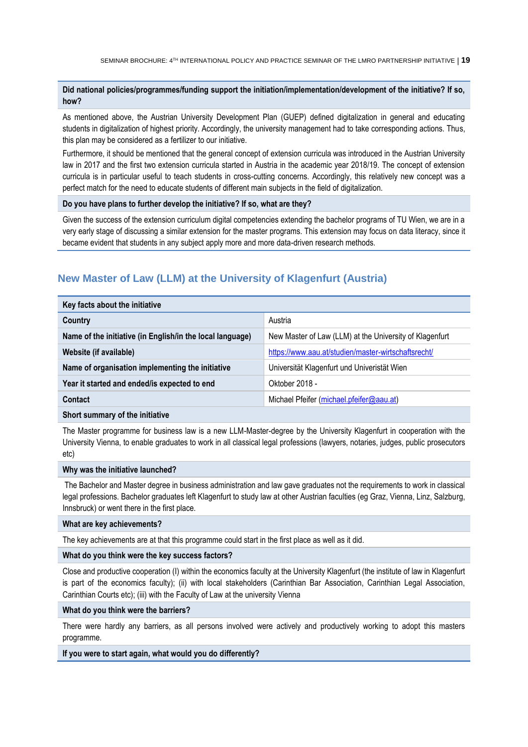**Did national policies/programmes/funding support the initiation/implementation/development of the initiative? If so, how?**

As mentioned above, the Austrian University Development Plan (GUEP) defined digitalization in general and educating students in digitalization of highest priority. Accordingly, the university management had to take corresponding actions. Thus, this plan may be considered as a fertilizer to our initiative.

Furthermore, it should be mentioned that the general concept of extension curricula was introduced in the Austrian University law in 2017 and the first two extension curricula started in Austria in the academic year 2018/19. The concept of extension curricula is in particular useful to teach students in cross-cutting concerns. Accordingly, this relatively new concept was a perfect match for the need to educate students of different main subjects in the field of digitalization.

**Do you have plans to further develop the initiative? If so, what are they?**

Given the success of the extension curriculum digital competencies extending the bachelor programs of TU Wien, we are in a very early stage of discussing a similar extension for the master programs. This extension may focus on data literacy, since it became evident that students in any subject apply more and more data-driven research methods.

## New Master of Law (LLM) at the University of Klagenfurt (Austria)

| Key facts about the initiative | |
|---|---|
| **Country** | Austria |
| **Name of the initiative (in English/in the local language)** | New Master of Law (LLM) at the University of Klagenfurt |
| **Website (if available)** | https://www.aau.at/studien/master-wirtschaftsrecht/ |
| **Name of organisation implementing the initiative** | Universität Klagenfurt und Univeristät Wien |
| **Year it started and ended/is expected to end** | Oktober 2018 - |
| **Contact** | Michael Pfeifer (michael.pfeifer@aau.at) |

**Short summary of the initiative**

The Master programme for business law is a new LLM-Master-degree by the University Klagenfurt in cooperation with the University Vienna, to enable graduates to work in all classical legal professions (lawyers, notaries, judges, public prosecutors etc)

**Why was the initiative launched?**

The Bachelor and Master degree in business administration and law gave graduates not the requirements to work in classical legal professions. Bachelor graduates left Klagenfurt to study law at other Austrian faculties (eg Graz, Vienna, Linz, Salzburg, Innsbruck) or went there in the first place.

**What are key achievements?**

The key achievements are at that this programme could start in the first place as well as it did.

**What do you think were the key success factors?**

Close and productive cooperation (I) within the economics faculty at the University Klagenfurt (the institute of law in Klagenfurt is part of the economics faculty); (ii) with local stakeholders (Carinthian Bar Association, Carinthian Legal Association, Carinthian Courts etc); (iii) with the Faculty of Law at the university Vienna

**What do you think were the barriers?**

There were hardly any barriers, as all persons involved were actively and productively working to adopt this masters programme.

**If you were to start again, what would you do differently?**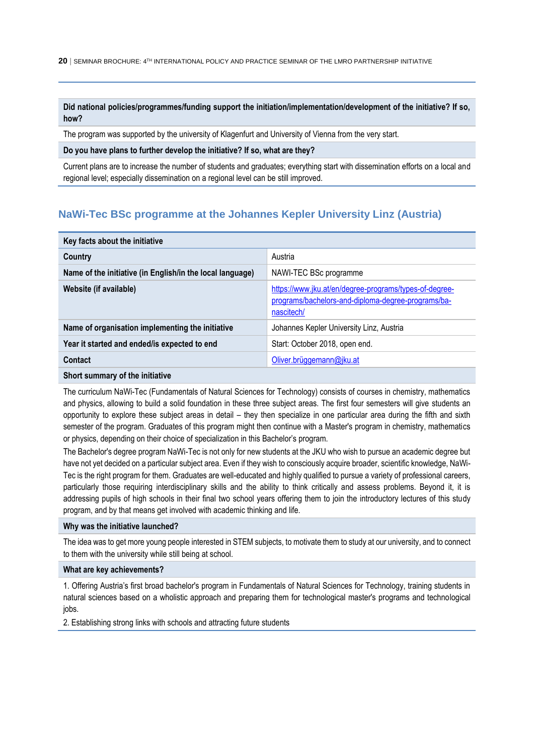| Did national policies/programmes/funding support the initiation/implementation/development of the initiative? If so, how? |
| --- |
| The program was supported by the university of Klagenfurt and University of Vienna from the very start. |
| **Do you have plans to further develop the initiative? If so, what are they?** |
| Current plans are to increase the number of students and graduates; everything start with dissemination efforts on a local and regional level; especially dissemination on a regional level can be still improved. |

## NaWi-Tec BSc programme at the Johannes Kepler University Linz (Austria)

| Key facts about the initiative | |
| --- | --- |
| **Country** | Austria |
| **Name of the initiative (in English/in the local language)** | NAWI-TEC BSc programme |
| **Website (if available)** | https://www.jku.at/en/degree-programs/types-of-degree-programs/bachelors-and-diploma-degree-programs/ba-nascitech/ |
| **Name of organisation implementing the initiative** | Johannes Kepler University Linz, Austria |
| **Year it started and ended/is expected to end** | Start: October 2018, open end. |
| **Contact** | Oliver.brüggemann@jku.at |

**Short summary of the initiative**

The curriculum NaWi-Tec (Fundamentals of Natural Sciences for Technology) consists of courses in chemistry, mathematics and physics, allowing to build a solid foundation in these three subject areas. The first four semesters will give students an opportunity to explore these subject areas in detail – they then specialize in one particular area during the fifth and sixth semester of the program. Graduates of this program might then continue with a Master's program in chemistry, mathematics or physics, depending on their choice of specialization in this Bachelor's program.

The Bachelor's degree program NaWi-Tec is not only for new students at the JKU who wish to pursue an academic degree but have not yet decided on a particular subject area. Even if they wish to consciously acquire broader, scientific knowledge, NaWi-Tec is the right program for them. Graduates are well-educated and highly qualified to pursue a variety of professional careers, particularly those requiring interdisciplinary skills and the ability to think critically and assess problems. Beyond it, it is addressing pupils of high schools in their final two school years offering them to join the introductory lectures of this study program, and by that means get involved with academic thinking and life.

**Why was the initiative launched?**

The idea was to get more young people interested in STEM subjects, to motivate them to study at our university, and to connect to them with the university while still being at school.

**What are key achievements?**

1. Offering Austria's first broad bachelor's program in Fundamentals of Natural Sciences for Technology, training students in natural sciences based on a wholistic approach and preparing them for technological master's programs and technological jobs.

2. Establishing strong links with schools and attracting future students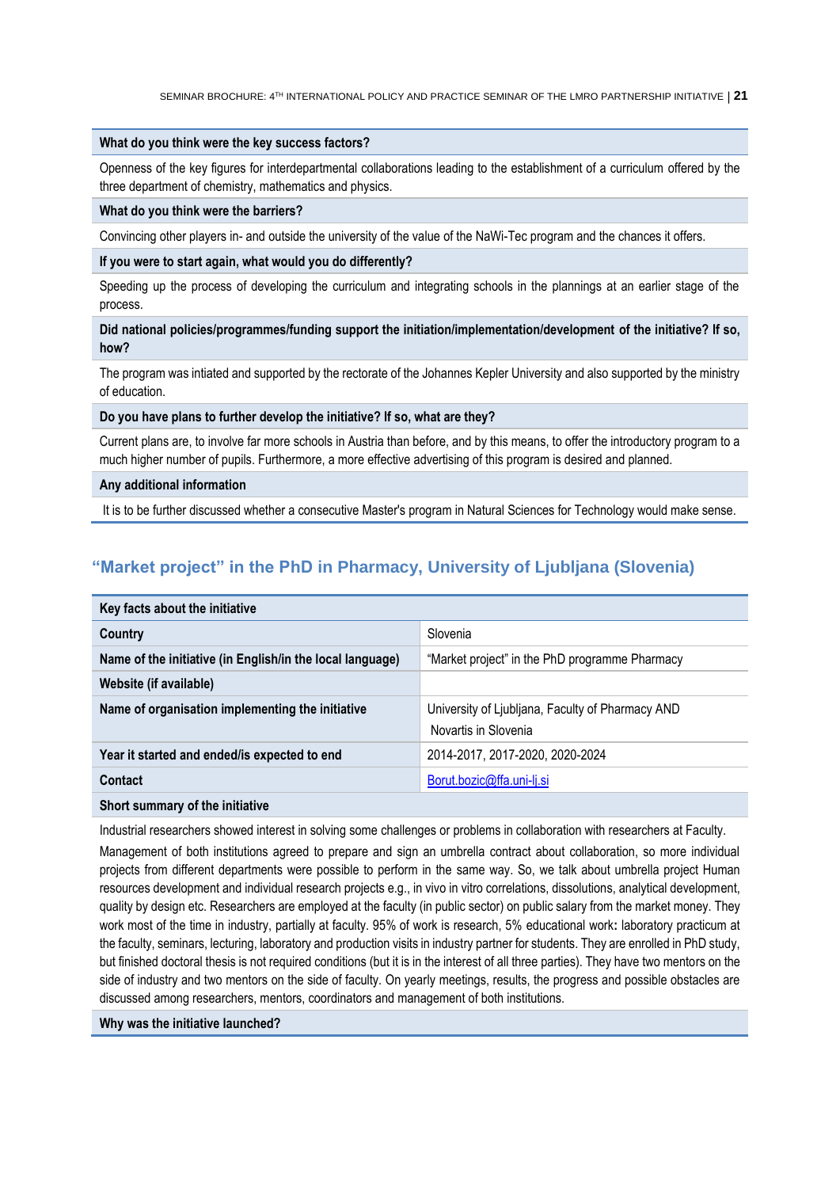**What do you think were the key success factors?**

Openness of the key figures for interdepartmental collaborations leading to the establishment of a curriculum offered by the three department of chemistry, mathematics and physics.

**What do you think were the barriers?**

Convincing other players in- and outside the university of the value of the NaWi-Tec program and the chances it offers.

**If you were to start again, what would you do differently?**

Speeding up the process of developing the curriculum and integrating schools in the plannings at an earlier stage of the process.

**Did national policies/programmes/funding support the initiation/implementation/development of the initiative? If so, how?**

The program was intiated and supported by the rectorate of the Johannes Kepler University and also supported by the ministry of education.

**Do you have plans to further develop the initiative? If so, what are they?**

Current plans are, to involve far more schools in Austria than before, and by this means, to offer the introductory program to a much higher number of pupils. Furthermore, a more effective advertising of this program is desired and planned.

**Any additional information**

It is to be further discussed whether a consecutive Master's program in Natural Sciences for Technology would make sense.

## "Market project" in the PhD in Pharmacy, University of Ljubljana (Slovenia)

| Key facts about the initiative | |
|---|---|
| **Country** | Slovenia |
| **Name of the initiative (in English/in the local language)** | "Market project" in the PhD programme Pharmacy |
| **Website (if available)** | |
| **Name of organisation implementing the initiative** | University of Ljubljana, Faculty of Pharmacy AND Novartis in Slovenia |
| **Year it started and ended/is expected to end** | 2014-2017, 2017-2020, 2020-2024 |
| **Contact** | Borut.bozic@ffa.uni-lj.si |

**Short summary of the initiative**

Industrial researchers showed interest in solving some challenges or problems in collaboration with researchers at Faculty.

Management of both institutions agreed to prepare and sign an umbrella contract about collaboration, so more individual projects from different departments were possible to perform in the same way. So, we talk about umbrella project Human resources development and individual research projects e.g., in vivo in vitro correlations, dissolutions, analytical development, quality by design etc. Researchers are employed at the faculty (in public sector) on public salary from the market money. They work most of the time in industry, partially at faculty. 95% of work is research, 5% educational work**:** laboratory practicum at the faculty, seminars, lecturing, laboratory and production visits in industry partner for students. They are enrolled in PhD study, but finished doctoral thesis is not required conditions (but it is in the interest of all three parties). They have two mentors on the side of industry and two mentors on the side of faculty. On yearly meetings, results, the progress and possible obstacles are discussed among researchers, mentors, coordinators and management of both institutions.

**Why was the initiative launched?**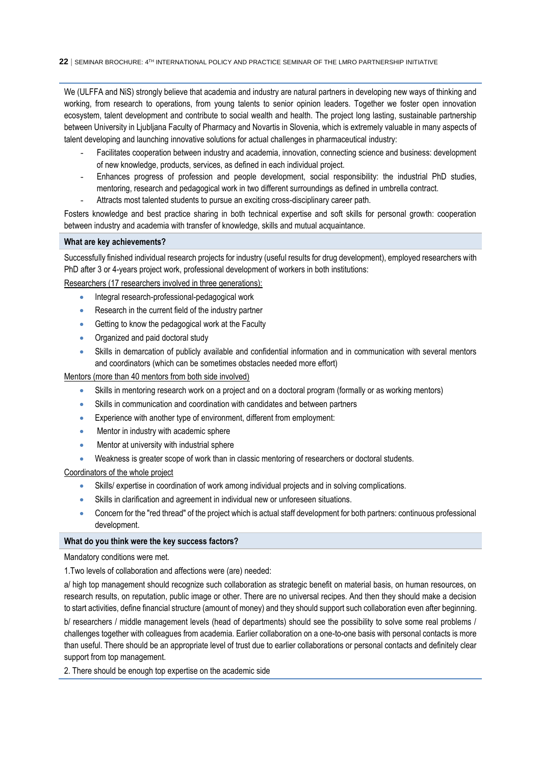We (ULFFA and NiS) strongly believe that academia and industry are natural partners in developing new ways of thinking and working, from research to operations, from young talents to senior opinion leaders. Together we foster open innovation ecosystem, talent development and contribute to social wealth and health. The project long lasting, sustainable partnership between University in Ljubljana Faculty of Pharmacy and Novartis in Slovenia, which is extremely valuable in many aspects of talent developing and launching innovative solutions for actual challenges in pharmaceutical industry:

- Facilitates cooperation between industry and academia, innovation, connecting science and business: development of new knowledge, products, services, as defined in each individual project.
- Enhances progress of profession and people development, social responsibility: the industrial PhD studies, mentoring, research and pedagogical work in two different surroundings as defined in umbrella contract.
- Attracts most talented students to pursue an exciting cross-disciplinary career path.

Fosters knowledge and best practice sharing in both technical expertise and soft skills for personal growth: cooperation between industry and academia with transfer of knowledge, skills and mutual acquaintance.

**What are key achievements?**

Successfully finished individual research projects for industry (useful results for drug development), employed researchers with PhD after 3 or 4-years project work, professional development of workers in both institutions:

Researchers (17 researchers involved in three generations):

- Integral research-professional-pedagogical work
- Research in the current field of the industry partner
- Getting to know the pedagogical work at the Faculty
- Organized and paid doctoral study
- Skills in demarcation of publicly available and confidential information and in communication with several mentors and coordinators (which can be sometimes obstacles needed more effort)

Mentors (more than 40 mentors from both side involved)

- Skills in mentoring research work on a project and on a doctoral program (formally or as working mentors)
- Skills in communication and coordination with candidates and between partners
- Experience with another type of environment, different from employment:
- Mentor in industry with academic sphere
- Mentor at university with industrial sphere
- Weakness is greater scope of work than in classic mentoring of researchers or doctoral students.

Coordinators of the whole project

- Skills/ expertise in coordination of work among individual projects and in solving complications.
- Skills in clarification and agreement in individual new or unforeseen situations.
- Concern for the "red thread" of the project which is actual staff development for both partners: continuous professional development.

**What do you think were the key success factors?**

Mandatory conditions were met.

1.Two levels of collaboration and affections were (are) needed:

a/ high top management should recognize such collaboration as strategic benefit on material basis, on human resources, on research results, on reputation, public image or other. There are no universal recipes. And then they should make a decision to start activities, define financial structure (amount of money) and they should support such collaboration even after beginning.

b/ researchers / middle management levels (head of departments) should see the possibility to solve some real problems / challenges together with colleagues from academia. Earlier collaboration on a one-to-one basis with personal contacts is more than useful. There should be an appropriate level of trust due to earlier collaborations or personal contacts and definitely clear support from top management.

2. There should be enough top expertise on the academic side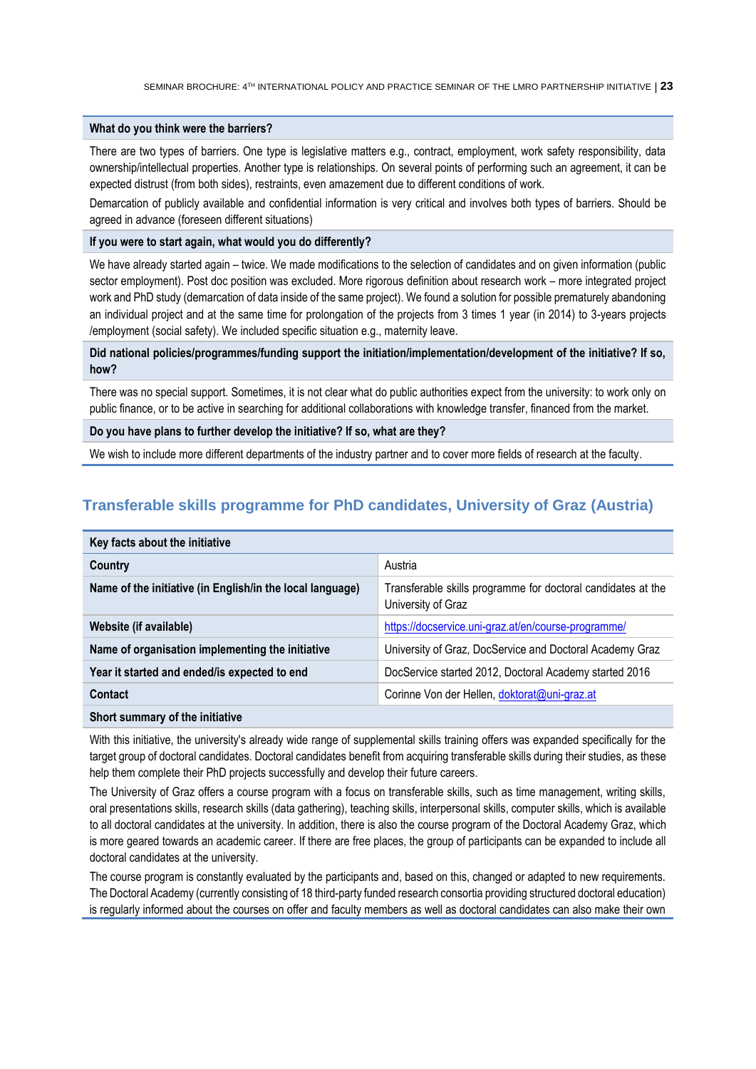**What do you think were the barriers?**

There are two types of barriers. One type is legislative matters e.g., contract, employment, work safety responsibility, data ownership/intellectual properties. Another type is relationships. On several points of performing such an agreement, it can be expected distrust (from both sides), restraints, even amazement due to different conditions of work.

Demarcation of publicly available and confidential information is very critical and involves both types of barriers. Should be agreed in advance (foreseen different situations)

**If you were to start again, what would you do differently?**

We have already started again – twice. We made modifications to the selection of candidates and on given information (public sector employment). Post doc position was excluded. More rigorous definition about research work – more integrated project work and PhD study (demarcation of data inside of the same project). We found a solution for possible prematurely abandoning an individual project and at the same time for prolongation of the projects from 3 times 1 year (in 2014) to 3-years projects /employment (social safety). We included specific situation e.g., maternity leave.

**Did national policies/programmes/funding support the initiation/implementation/development of the initiative? If so, how?**

There was no special support. Sometimes, it is not clear what do public authorities expect from the university: to work only on public finance, or to be active in searching for additional collaborations with knowledge transfer, financed from the market.

**Do you have plans to further develop the initiative? If so, what are they?**

We wish to include more different departments of the industry partner and to cover more fields of research at the faculty.

## Transferable skills programme for PhD candidates, University of Graz (Austria)

| Key facts about the initiative | |
|---|---|
| **Country** | Austria |
| **Name of the initiative (in English/in the local language)** | Transferable skills programme for doctoral candidates at the University of Graz |
| **Website (if available)** | https://docservice.uni-graz.at/en/course-programme/ |
| **Name of organisation implementing the initiative** | University of Graz, DocService and Doctoral Academy Graz |
| **Year it started and ended/is expected to end** | DocService started 2012, Doctoral Academy started 2016 |
| **Contact** | Corinne Von der Hellen, doktorat@uni-graz.at |

**Short summary of the initiative**

With this initiative, the university's already wide range of supplemental skills training offers was expanded specifically for the target group of doctoral candidates. Doctoral candidates benefit from acquiring transferable skills during their studies, as these help them complete their PhD projects successfully and develop their future careers.

The University of Graz offers a course program with a focus on transferable skills, such as time management, writing skills, oral presentations skills, research skills (data gathering), teaching skills, interpersonal skills, computer skills, which is available to all doctoral candidates at the university. In addition, there is also the course program of the Doctoral Academy Graz, which is more geared towards an academic career. If there are free places, the group of participants can be expanded to include all doctoral candidates at the university.

The course program is constantly evaluated by the participants and, based on this, changed or adapted to new requirements. The Doctoral Academy (currently consisting of 18 third-party funded research consortia providing structured doctoral education) is regularly informed about the courses on offer and faculty members as well as doctoral candidates can also make their own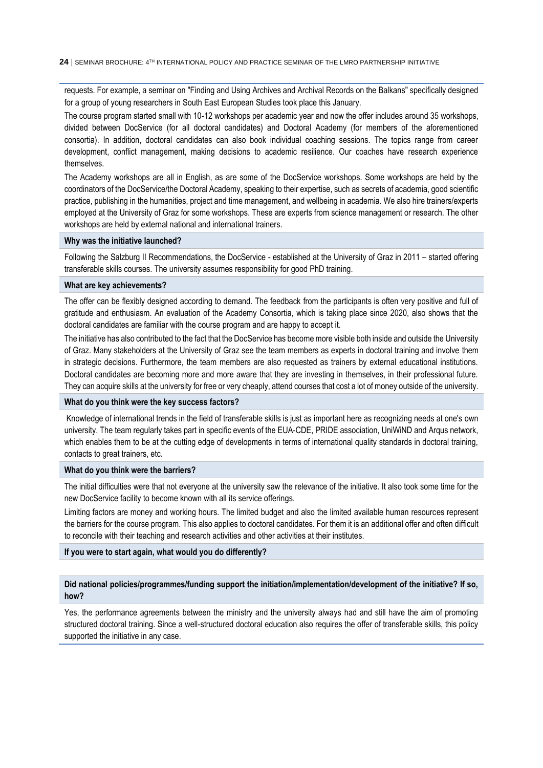requests. For example, a seminar on "Finding and Using Archives and Archival Records on the Balkans" specifically designed for a group of young researchers in South East European Studies took place this January.

The course program started small with 10-12 workshops per academic year and now the offer includes around 35 workshops, divided between DocService (for all doctoral candidates) and Doctoral Academy (for members of the aforementioned consortia). In addition, doctoral candidates can also book individual coaching sessions. The topics range from career development, conflict management, making decisions to academic resilience. Our coaches have research experience themselves.

The Academy workshops are all in English, as are some of the DocService workshops. Some workshops are held by the coordinators of the DocService/the Doctoral Academy, speaking to their expertise, such as secrets of academia, good scientific practice, publishing in the humanities, project and time management, and wellbeing in academia. We also hire trainers/experts employed at the University of Graz for some workshops. These are experts from science management or research. The other workshops are held by external national and international trainers.

**Why was the initiative launched?**

Following the Salzburg II Recommendations, the DocService - established at the University of Graz in 2011 – started offering transferable skills courses. The university assumes responsibility for good PhD training.

**What are key achievements?**

The offer can be flexibly designed according to demand. The feedback from the participants is often very positive and full of gratitude and enthusiasm. An evaluation of the Academy Consortia, which is taking place since 2020, also shows that the doctoral candidates are familiar with the course program and are happy to accept it.

The initiative has also contributed to the fact that the DocService has become more visible both inside and outside the University of Graz. Many stakeholders at the University of Graz see the team members as experts in doctoral training and involve them in strategic decisions. Furthermore, the team members are also requested as trainers by external educational institutions. Doctoral candidates are becoming more and more aware that they are investing in themselves, in their professional future. They can acquire skills at the university for free or very cheaply, attend courses that cost a lot of money outside of the university.

**What do you think were the key success factors?**

Knowledge of international trends in the field of transferable skills is just as important here as recognizing needs at one's own university. The team regularly takes part in specific events of the EUA-CDE, PRIDE association, UniWiND and Arqus network, which enables them to be at the cutting edge of developments in terms of international quality standards in doctoral training, contacts to great trainers, etc.

**What do you think were the barriers?**

The initial difficulties were that not everyone at the university saw the relevance of the initiative. It also took some time for the new DocService facility to become known with all its service offerings.

Limiting factors are money and working hours. The limited budget and also the limited available human resources represent the barriers for the course program. This also applies to doctoral candidates. For them it is an additional offer and often difficult to reconcile with their teaching and research activities and other activities at their institutes.

**If you were to start again, what would you do differently?**

**Did national policies/programmes/funding support the initiation/implementation/development of the initiative? If so, how?**

Yes, the performance agreements between the ministry and the university always had and still have the aim of promoting structured doctoral training. Since a well-structured doctoral education also requires the offer of transferable skills, this policy supported the initiative in any case.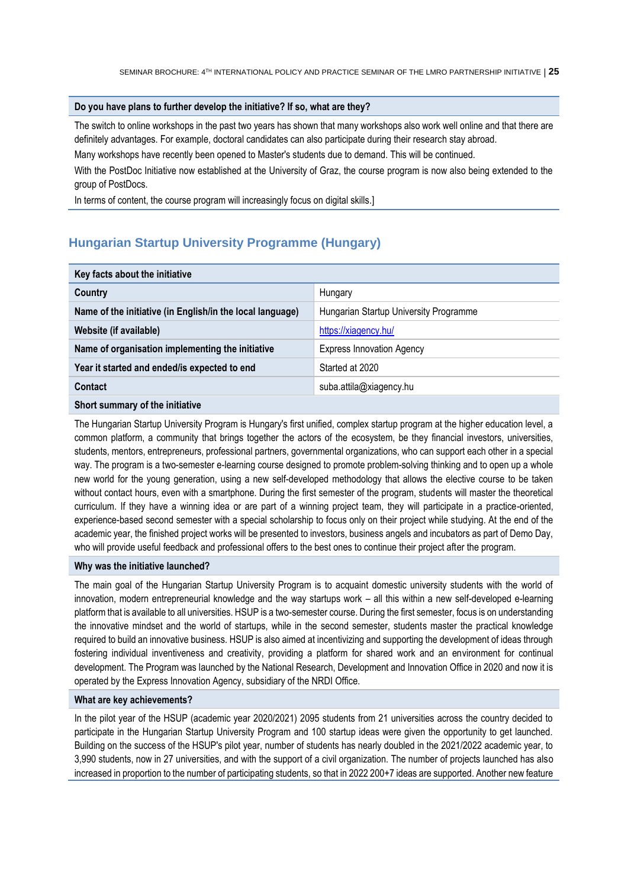**Do you have plans to further develop the initiative? If so, what are they?**

The switch to online workshops in the past two years has shown that many workshops also work well online and that there are definitely advantages. For example, doctoral candidates can also participate during their research stay abroad.

Many workshops have recently been opened to Master's students due to demand. This will be continued.

With the PostDoc Initiative now established at the University of Graz, the course program is now also being extended to the group of PostDocs.

In terms of content, the course program will increasingly focus on digital skills.]

## Hungarian Startup University Programme (Hungary)

| Key facts about the initiative | |
|---|---|
| **Country** | Hungary |
| **Name of the initiative (in English/in the local language)** | Hungarian Startup University Programme |
| **Website (if available)** | https://xiagency.hu/ |
| **Name of organisation implementing the initiative** | Express Innovation Agency |
| **Year it started and ended/is expected to end** | Started at 2020 |
| **Contact** | suba.attila@xiagency.hu |

**Short summary of the initiative**

The Hungarian Startup University Program is Hungary's first unified, complex startup program at the higher education level, a common platform, a community that brings together the actors of the ecosystem, be they financial investors, universities, students, mentors, entrepreneurs, professional partners, governmental organizations, who can support each other in a special way. The program is a two-semester e-learning course designed to promote problem-solving thinking and to open up a whole new world for the young generation, using a new self-developed methodology that allows the elective course to be taken without contact hours, even with a smartphone. During the first semester of the program, students will master the theoretical curriculum. If they have a winning idea or are part of a winning project team, they will participate in a practice-oriented, experience-based second semester with a special scholarship to focus only on their project while studying. At the end of the academic year, the finished project works will be presented to investors, business angels and incubators as part of Demo Day, who will provide useful feedback and professional offers to the best ones to continue their project after the program.

**Why was the initiative launched?**

The main goal of the Hungarian Startup University Program is to acquaint domestic university students with the world of innovation, modern entrepreneurial knowledge and the way startups work – all this within a new self-developed e-learning platform that is available to all universities. HSUP is a two-semester course. During the first semester, focus is on understanding the innovative mindset and the world of startups, while in the second semester, students master the practical knowledge required to build an innovative business. HSUP is also aimed at incentivizing and supporting the development of ideas through fostering individual inventiveness and creativity, providing a platform for shared work and an environment for continual development. The Program was launched by the National Research, Development and Innovation Office in 2020 and now it is operated by the Express Innovation Agency, subsidiary of the NRDI Office.

**What are key achievements?**

In the pilot year of the HSUP (academic year 2020/2021) 2095 students from 21 universities across the country decided to participate in the Hungarian Startup University Program and 100 startup ideas were given the opportunity to get launched. Building on the success of the HSUP's pilot year, number of students has nearly doubled in the 2021/2022 academic year, to 3,990 students, now in 27 universities, and with the support of a civil organization. The number of projects launched has also increased in proportion to the number of participating students, so that in 2022 200+7 ideas are supported. Another new feature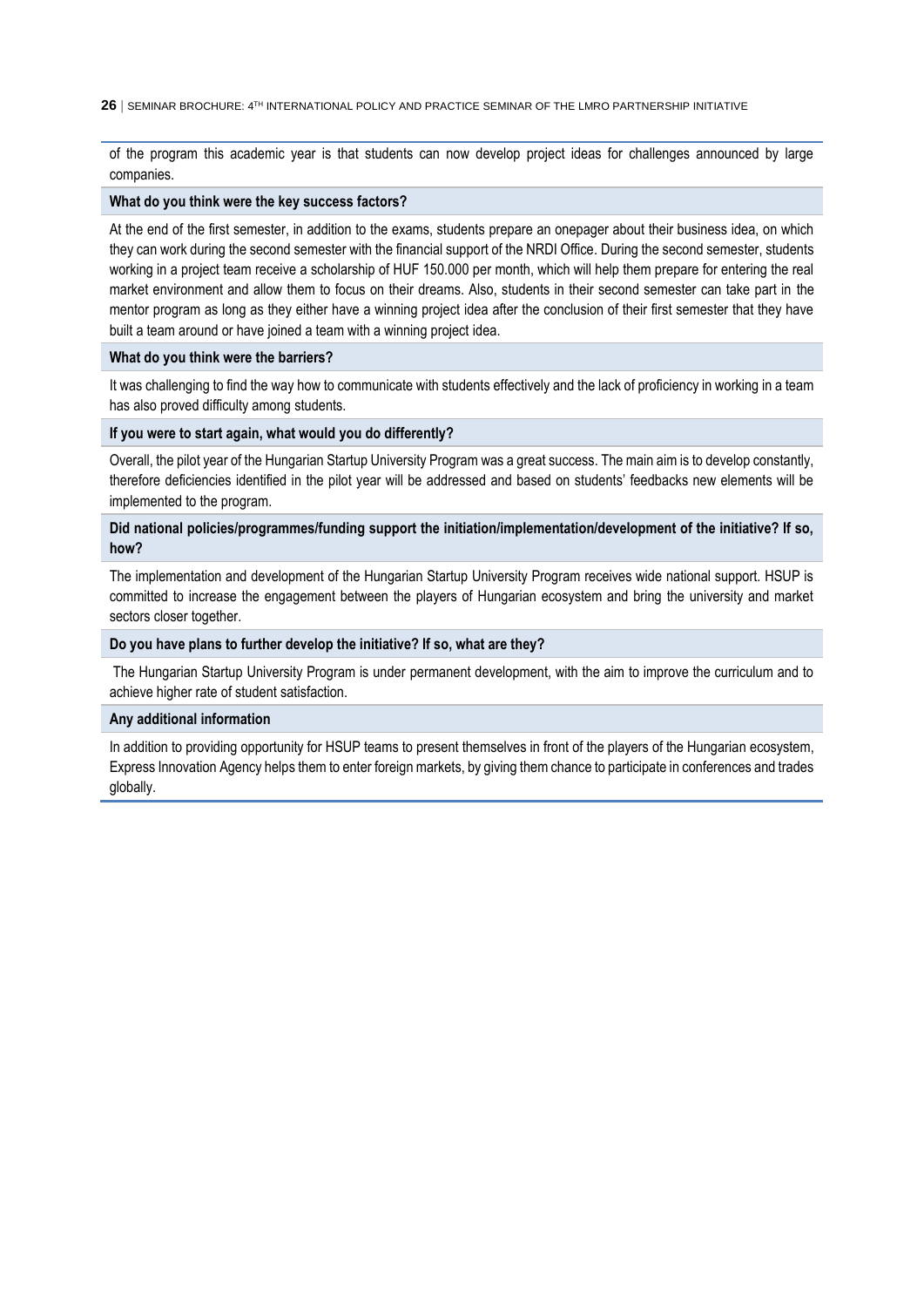of the program this academic year is that students can now develop project ideas for challenges announced by large companies.

**What do you think were the key success factors?**

At the end of the first semester, in addition to the exams, students prepare an onepager about their business idea, on which they can work during the second semester with the financial support of the NRDI Office. During the second semester, students working in a project team receive a scholarship of HUF 150.000 per month, which will help them prepare for entering the real market environment and allow them to focus on their dreams. Also, students in their second semester can take part in the mentor program as long as they either have a winning project idea after the conclusion of their first semester that they have built a team around or have joined a team with a winning project idea.

**What do you think were the barriers?**

It was challenging to find the way how to communicate with students effectively and the lack of proficiency in working in a team has also proved difficulty among students.

**If you were to start again, what would you do differently?**

Overall, the pilot year of the Hungarian Startup University Program was a great success. The main aim is to develop constantly, therefore deficiencies identified in the pilot year will be addressed and based on students' feedbacks new elements will be implemented to the program.

**Did national policies/programmes/funding support the initiation/implementation/development of the initiative? If so, how?**

The implementation and development of the Hungarian Startup University Program receives wide national support. HSUP is committed to increase the engagement between the players of Hungarian ecosystem and bring the university and market sectors closer together.

**Do you have plans to further develop the initiative? If so, what are they?**

The Hungarian Startup University Program is under permanent development, with the aim to improve the curriculum and to achieve higher rate of student satisfaction.

**Any additional information**

In addition to providing opportunity for HSUP teams to present themselves in front of the players of the Hungarian ecosystem, Express Innovation Agency helps them to enter foreign markets, by giving them chance to participate in conferences and trades globally.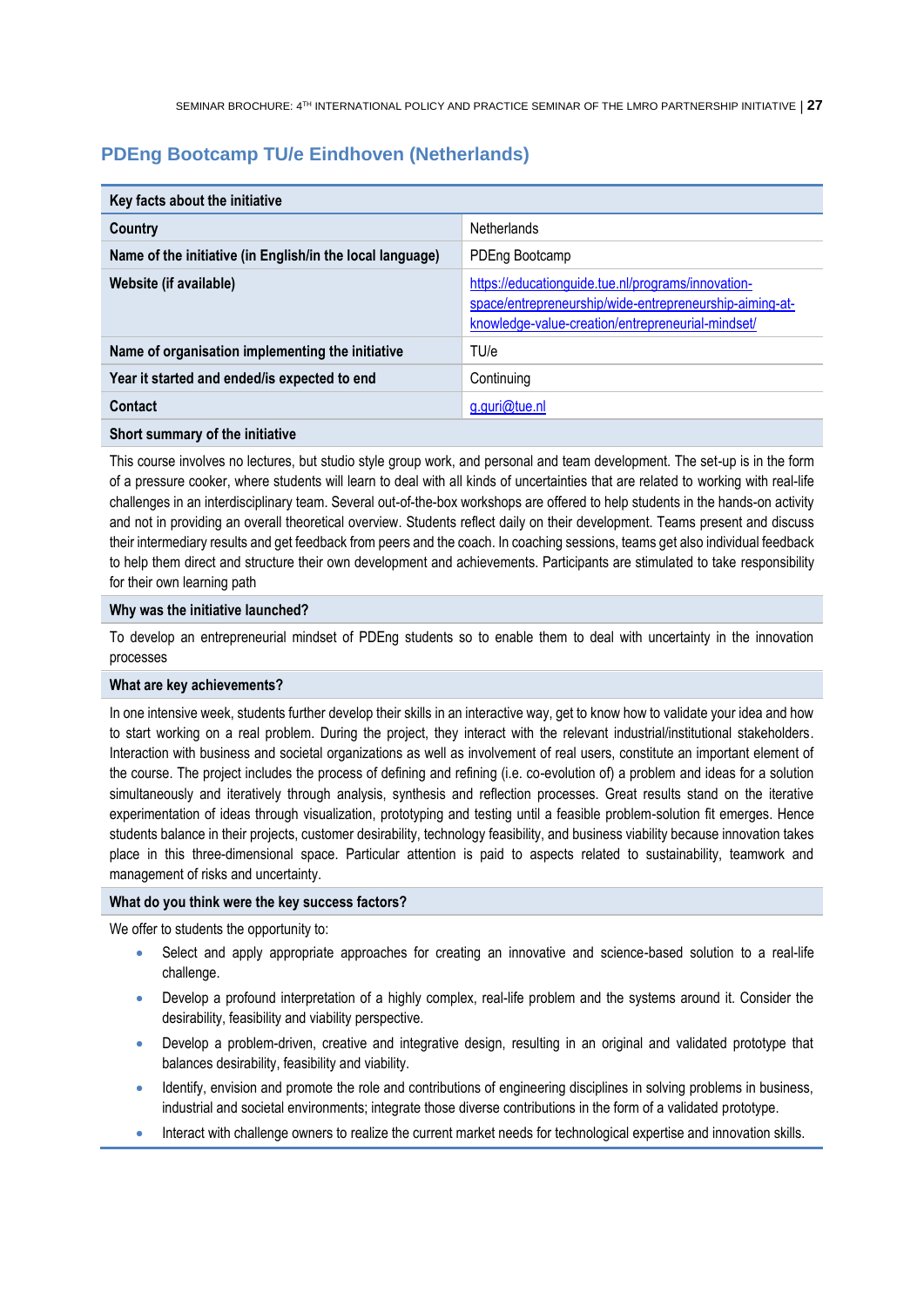## PDEng Bootcamp TU/e Eindhoven (Netherlands)

| Key facts about the initiative | |
|---|---|
| **Country** | Netherlands |
| **Name of the initiative (in English/in the local language)** | PDEng Bootcamp |
| **Website (if available)** | https://educationguide.tue.nl/programs/innovation-space/entrepreneurship/wide-entrepreneurship-aiming-at-knowledge-value-creation/entrepreneurial-mindset/ |
| **Name of organisation implementing the initiative** | TU/e |
| **Year it started and ended/is expected to end** | Continuing |
| **Contact** | g.guri@tue.nl |

**Short summary of the initiative**

This course involves no lectures, but studio style group work, and personal and team development. The set-up is in the form of a pressure cooker, where students will learn to deal with all kinds of uncertainties that are related to working with real-life challenges in an interdisciplinary team. Several out-of-the-box workshops are offered to help students in the hands-on activity and not in providing an overall theoretical overview. Students reflect daily on their development. Teams present and discuss their intermediary results and get feedback from peers and the coach. In coaching sessions, teams get also individual feedback to help them direct and structure their own development and achievements. Participants are stimulated to take responsibility for their own learning path

**Why was the initiative launched?**

To develop an entrepreneurial mindset of PDEng students so to enable them to deal with uncertainty in the innovation processes

**What are key achievements?**

In one intensive week, students further develop their skills in an interactive way, get to know how to validate your idea and how to start working on a real problem. During the project, they interact with the relevant industrial/institutional stakeholders. Interaction with business and societal organizations as well as involvement of real users, constitute an important element of the course. The project includes the process of defining and refining (i.e. co-evolution of) a problem and ideas for a solution simultaneously and iteratively through analysis, synthesis and reflection processes. Great results stand on the iterative experimentation of ideas through visualization, prototyping and testing until a feasible problem-solution fit emerges. Hence students balance in their projects, customer desirability, technology feasibility, and business viability because innovation takes place in this three-dimensional space. Particular attention is paid to aspects related to sustainability, teamwork and management of risks and uncertainty.

**What do you think were the key success factors?**

We offer to students the opportunity to:

- Select and apply appropriate approaches for creating an innovative and science-based solution to a real-life challenge.
- Develop a profound interpretation of a highly complex, real-life problem and the systems around it. Consider the desirability, feasibility and viability perspective.
- Develop a problem-driven, creative and integrative design, resulting in an original and validated prototype that balances desirability, feasibility and viability.
- Identify, envision and promote the role and contributions of engineering disciplines in solving problems in business, industrial and societal environments; integrate those diverse contributions in the form of a validated prototype.
- Interact with challenge owners to realize the current market needs for technological expertise and innovation skills.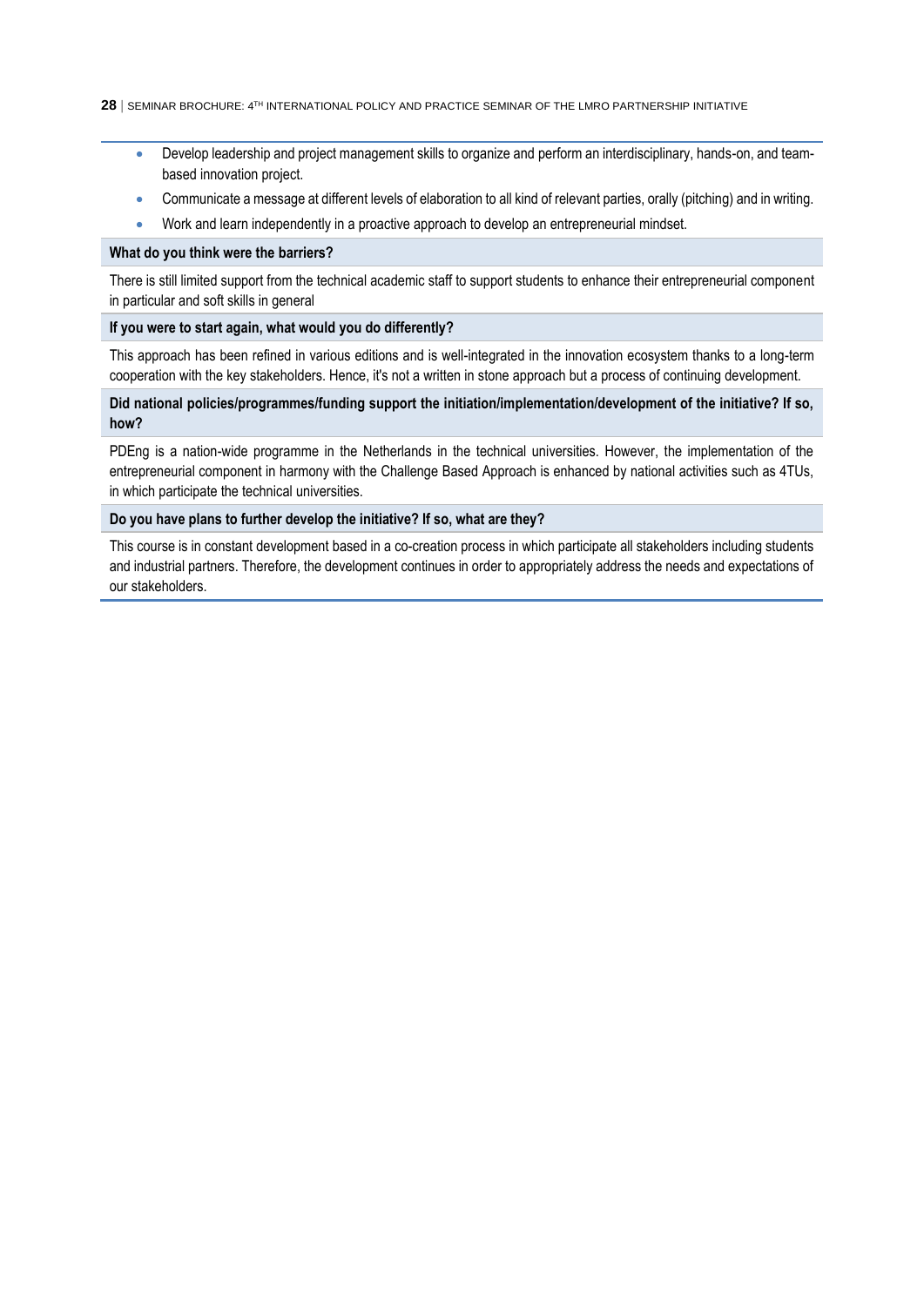- Develop leadership and project management skills to organize and perform an interdisciplinary, hands-on, and team-based innovation project.
- Communicate a message at different levels of elaboration to all kind of relevant parties, orally (pitching) and in writing.
- Work and learn independently in a proactive approach to develop an entrepreneurial mindset.

**What do you think were the barriers?**

There is still limited support from the technical academic staff to support students to enhance their entrepreneurial component in particular and soft skills in general

**If you were to start again, what would you do differently?**

This approach has been refined in various editions and is well-integrated in the innovation ecosystem thanks to a long-term cooperation with the key stakeholders. Hence, it's not a written in stone approach but a process of continuing development.

**Did national policies/programmes/funding support the initiation/implementation/development of the initiative? If so, how?**

PDEng is a nation-wide programme in the Netherlands in the technical universities. However, the implementation of the entrepreneurial component in harmony with the Challenge Based Approach is enhanced by national activities such as 4TUs, in which participate the technical universities.

**Do you have plans to further develop the initiative? If so, what are they?**

This course is in constant development based in a co-creation process in which participate all stakeholders including students and industrial partners. Therefore, the development continues in order to appropriately address the needs and expectations of our stakeholders.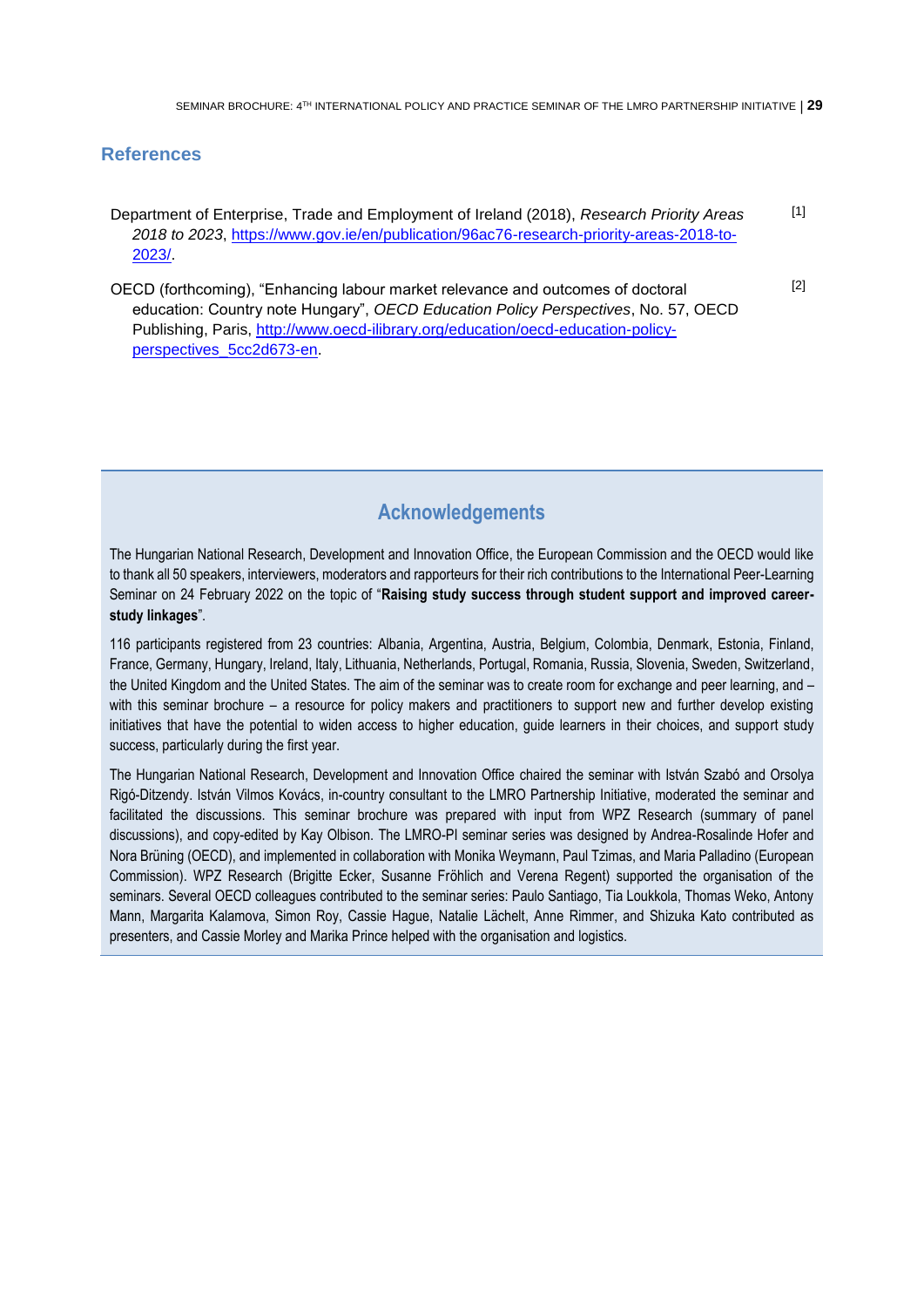## References

Department of Enterprise, Trade and Employment of Ireland (2018), *Research Priority Areas 2018 to 2023*, https://www.gov.ie/en/publication/96ac76-research-priority-areas-2018-to-2023/. [1]

OECD (forthcoming), "Enhancing labour market relevance and outcomes of doctoral education: Country note Hungary", *OECD Education Policy Perspectives*, No. 57, OECD Publishing, Paris, http://www.oecd-ilibrary.org/education/oecd-education-policy-perspectives_5cc2d673-en. [2]

## Acknowledgements

The Hungarian National Research, Development and Innovation Office, the European Commission and the OECD would like to thank all 50 speakers, interviewers, moderators and rapporteurs for their rich contributions to the International Peer-Learning Seminar on 24 February 2022 on the topic of "**Raising study success through student support and improved career-study linkages**".

116 participants registered from 23 countries: Albania, Argentina, Austria, Belgium, Colombia, Denmark, Estonia, Finland, France, Germany, Hungary, Ireland, Italy, Lithuania, Netherlands, Portugal, Romania, Russia, Slovenia, Sweden, Switzerland, the United Kingdom and the United States. The aim of the seminar was to create room for exchange and peer learning, and – with this seminar brochure – a resource for policy makers and practitioners to support new and further develop existing initiatives that have the potential to widen access to higher education, guide learners in their choices, and support study success, particularly during the first year.

The Hungarian National Research, Development and Innovation Office chaired the seminar with István Szabó and Orsolya Rigó-Ditzendy. István Vilmos Kovács, in-country consultant to the LMRO Partnership Initiative, moderated the seminar and facilitated the discussions. This seminar brochure was prepared with input from WPZ Research (summary of panel discussions), and copy-edited by Kay Olbison. The LMRO-PI seminar series was designed by Andrea-Rosalinde Hofer and Nora Brüning (OECD), and implemented in collaboration with Monika Weymann, Paul Tzimas, and Maria Palladino (European Commission). WPZ Research (Brigitte Ecker, Susanne Fröhlich and Verena Regent) supported the organisation of the seminars. Several OECD colleagues contributed to the seminar series: Paulo Santiago, Tia Loukkola, Thomas Weko, Antony Mann, Margarita Kalamova, Simon Roy, Cassie Hague, Natalie Lächelt, Anne Rimmer, and Shizuka Kato contributed as presenters, and Cassie Morley and Marika Prince helped with the organisation and logistics.